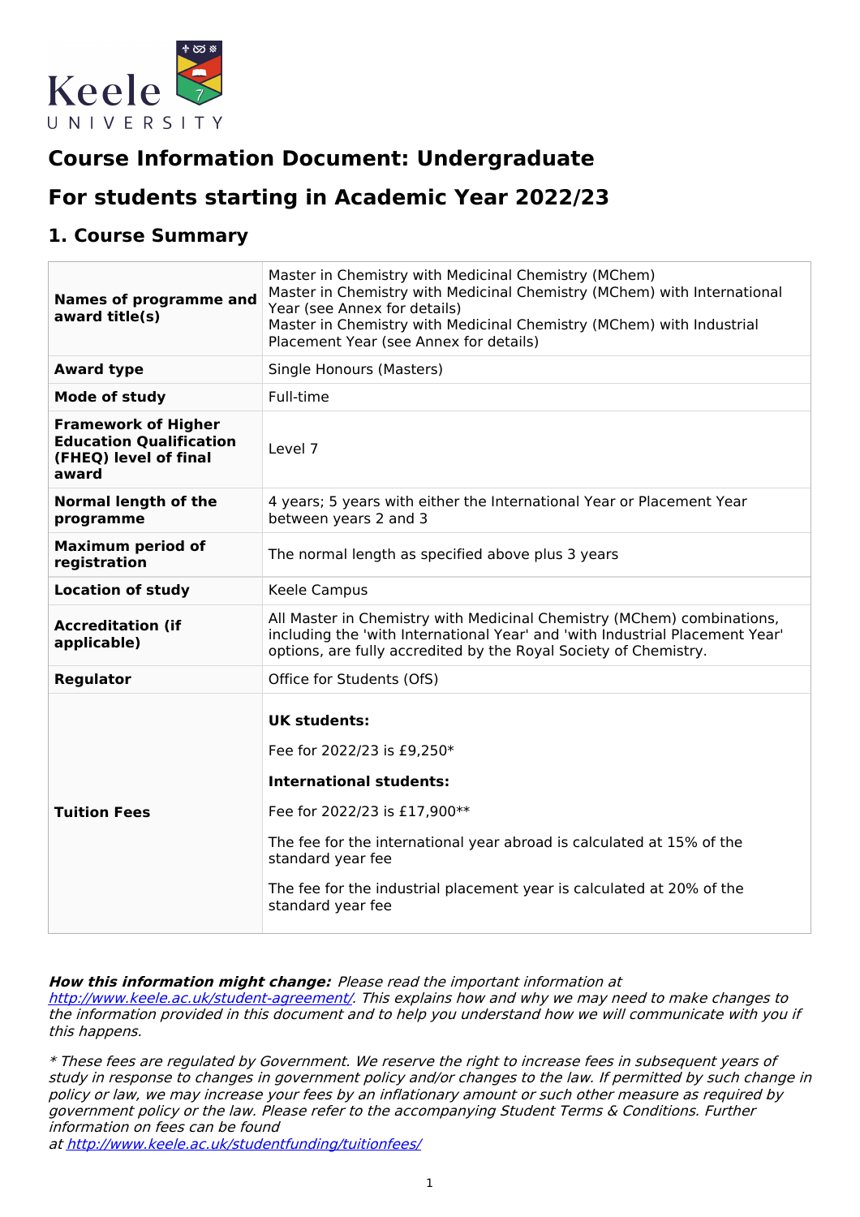# Course Information Document: Undergraduate

# For students starting in Academic Year 2022/23

## 1. Course Summary

| | |
|---|---|
| **Names of programme and award title(s)** | Master in Chemistry with Medicinal Chemistry (MChem)<br>Master in Chemistry with Medicinal Chemistry (MChem) with International Year (see Annex for details)<br>Master in Chemistry with Medicinal Chemistry (MChem) with Industrial Placement Year (see Annex for details) |
| **Award type** | Single Honours (Masters) |
| **Mode of study** | Full-time |
| **Framework of Higher Education Qualification (FHEQ) level of final award** | Level 7 |
| **Normal length of the programme** | 4 years; 5 years with either the International Year or Placement Year between years 2 and 3 |
| **Maximum period of registration** | The normal length as specified above plus 3 years |
| **Location of study** | Keele Campus |
| **Accreditation (if applicable)** | All Master in Chemistry with Medicinal Chemistry (MChem) combinations, including the 'with International Year' and 'with Industrial Placement Year' options, are fully accredited by the Royal Society of Chemistry. |
| **Regulator** | Office for Students (OfS) |
| **Tuition Fees** | **UK students:**<br>Fee for 2022/23 is £9,250*<br>**International students:**<br>Fee for 2022/23 is £17,900**<br>The fee for the international year abroad is calculated at 15% of the standard year fee<br>The fee for the industrial placement year is calculated at 20% of the standard year fee |

***How this information might change:*** *Please read the important information at [http://www.keele.ac.uk/student-agreement/](http://www.keele.ac.uk/student-agreement/). This explains how and why we may need to make changes to the information provided in this document and to help you understand how we will communicate with you if this happens.*

*\* These fees are regulated by Government. We reserve the right to increase fees in subsequent years of study in response to changes in government policy and/or changes to the law. If permitted by such change in policy or law, we may increase your fees by an inflationary amount or such other measure as required by government policy or the law. Please refer to the accompanying Student Terms & Conditions. Further information on fees can be found at [http://www.keele.ac.uk/studentfunding/tuitionfees/](http://www.keele.ac.uk/studentfunding/tuitionfees/)*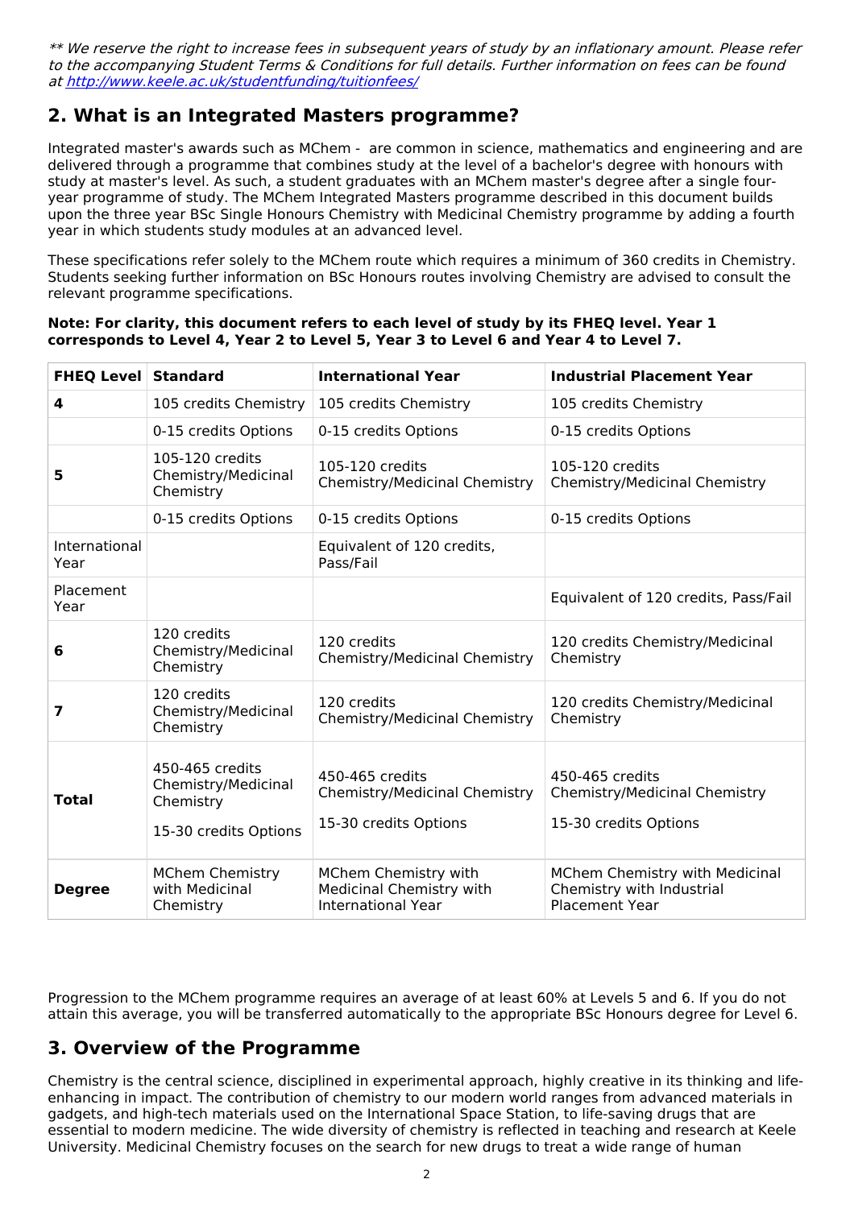*** We reserve the right to increase fees in subsequent years of study by an inflationary amount. Please refer to the accompanying Student Terms & Conditions for full details. Further information on fees can be found at [http://www.keele.ac.uk/studentfunding/tuitionfees/](http://www.keele.ac.uk/studentfunding/tuitionfees/)*

## 2. What is an Integrated Masters programme?

Integrated master's awards such as MChem - are common in science, mathematics and engineering and are delivered through a programme that combines study at the level of a bachelor's degree with honours with study at master's level. As such, a student graduates with an MChem master's degree after a single four-year programme of study. The MChem Integrated Masters programme described in this document builds upon the three year BSc Single Honours Chemistry with Medicinal Chemistry programme by adding a fourth year in which students study modules at an advanced level.

These specifications refer solely to the MChem route which requires a minimum of 360 credits in Chemistry. Students seeking further information on BSc Honours routes involving Chemistry are advised to consult the relevant programme specifications.

**Note: For clarity, this document refers to each level of study by its FHEQ level. Year 1 corresponds to Level 4, Year 2 to Level 5, Year 3 to Level 6 and Year 4 to Level 7.**

| FHEQ Level | Standard | International Year | Industrial Placement Year |
|---|---|---|---|
| **4** | 105 credits Chemistry | 105 credits Chemistry | 105 credits Chemistry |
| | 0-15 credits Options | 0-15 credits Options | 0-15 credits Options |
| **5** | 105-120 credits Chemistry/Medicinal Chemistry | 105-120 credits Chemistry/Medicinal Chemistry | 105-120 credits Chemistry/Medicinal Chemistry |
| | 0-15 credits Options | 0-15 credits Options | 0-15 credits Options |
| International Year | | Equivalent of 120 credits, Pass/Fail | |
| Placement Year | | | Equivalent of 120 credits, Pass/Fail |
| **6** | 120 credits Chemistry/Medicinal Chemistry | 120 credits Chemistry/Medicinal Chemistry | 120 credits Chemistry/Medicinal Chemistry |
| **7** | 120 credits Chemistry/Medicinal Chemistry | 120 credits Chemistry/Medicinal Chemistry | 120 credits Chemistry/Medicinal Chemistry |
| **Total** | 450-465 credits Chemistry/Medicinal Chemistry<br>15-30 credits Options | 450-465 credits Chemistry/Medicinal Chemistry<br>15-30 credits Options | 450-465 credits Chemistry/Medicinal Chemistry<br>15-30 credits Options |
| **Degree** | MChem Chemistry with Medicinal Chemistry | MChem Chemistry with Medicinal Chemistry with International Year | MChem Chemistry with Medicinal Chemistry with Industrial Placement Year |

Progression to the MChem programme requires an average of at least 60% at Levels 5 and 6. If you do not attain this average, you will be transferred automatically to the appropriate BSc Honours degree for Level 6.

## 3. Overview of the Programme

Chemistry is the central science, disciplined in experimental approach, highly creative in its thinking and life-enhancing in impact. The contribution of chemistry to our modern world ranges from advanced materials in gadgets, and high-tech materials used on the International Space Station, to life-saving drugs that are essential to modern medicine. The wide diversity of chemistry is reflected in teaching and research at Keele University. Medicinal Chemistry focuses on the search for new drugs to treat a wide range of human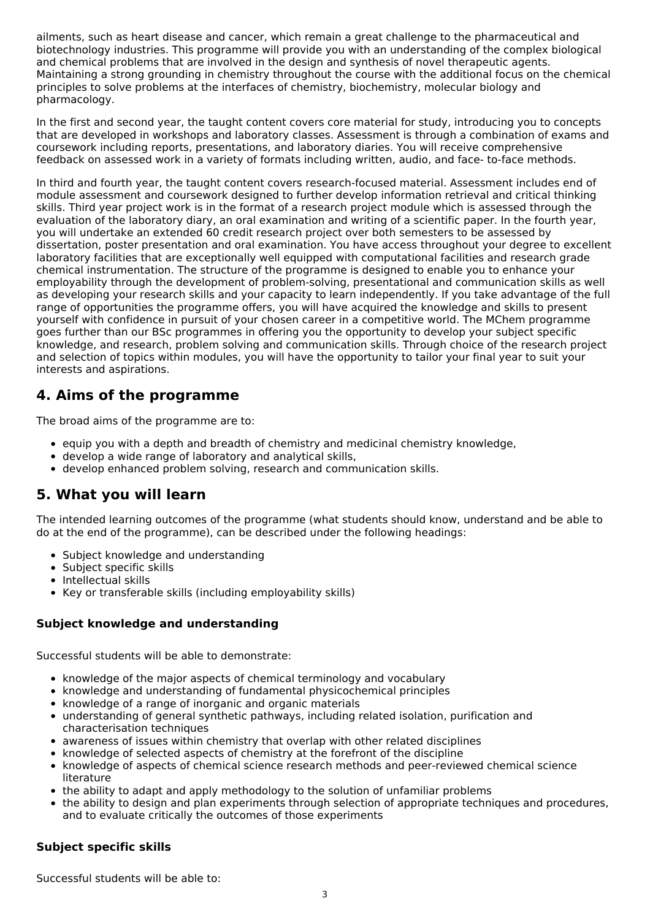ailments, such as heart disease and cancer, which remain a great challenge to the pharmaceutical and biotechnology industries. This programme will provide you with an understanding of the complex biological and chemical problems that are involved in the design and synthesis of novel therapeutic agents. Maintaining a strong grounding in chemistry throughout the course with the additional focus on the chemical principles to solve problems at the interfaces of chemistry, biochemistry, molecular biology and pharmacology.

In the first and second year, the taught content covers core material for study, introducing you to concepts that are developed in workshops and laboratory classes. Assessment is through a combination of exams and coursework including reports, presentations, and laboratory diaries. You will receive comprehensive feedback on assessed work in a variety of formats including written, audio, and face- to-face methods.

In third and fourth year, the taught content covers research-focused material. Assessment includes end of module assessment and coursework designed to further develop information retrieval and critical thinking skills. Third year project work is in the format of a research project module which is assessed through the evaluation of the laboratory diary, an oral examination and writing of a scientific paper. In the fourth year, you will undertake an extended 60 credit research project over both semesters to be assessed by dissertation, poster presentation and oral examination. You have access throughout your degree to excellent laboratory facilities that are exceptionally well equipped with computational facilities and research grade chemical instrumentation. The structure of the programme is designed to enable you to enhance your employability through the development of problem-solving, presentational and communication skills as well as developing your research skills and your capacity to learn independently. If you take advantage of the full range of opportunities the programme offers, you will have acquired the knowledge and skills to present yourself with confidence in pursuit of your chosen career in a competitive world. The MChem programme goes further than our BSc programmes in offering you the opportunity to develop your subject specific knowledge, and research, problem solving and communication skills. Through choice of the research project and selection of topics within modules, you will have the opportunity to tailor your final year to suit your interests and aspirations.

## 4. Aims of the programme

The broad aims of the programme are to:

- equip you with a depth and breadth of chemistry and medicinal chemistry knowledge,
- develop a wide range of laboratory and analytical skills,
- develop enhanced problem solving, research and communication skills.

## 5. What you will learn

The intended learning outcomes of the programme (what students should know, understand and be able to do at the end of the programme), can be described under the following headings:

- Subject knowledge and understanding
- Subject specific skills
- Intellectual skills
- Key or transferable skills (including employability skills)

### Subject knowledge and understanding

Successful students will be able to demonstrate:

- knowledge of the major aspects of chemical terminology and vocabulary
- knowledge and understanding of fundamental physicochemical principles
- knowledge of a range of inorganic and organic materials
- understanding of general synthetic pathways, including related isolation, purification and characterisation techniques
- awareness of issues within chemistry that overlap with other related disciplines
- knowledge of selected aspects of chemistry at the forefront of the discipline
- knowledge of aspects of chemical science research methods and peer-reviewed chemical science literature
- the ability to adapt and apply methodology to the solution of unfamiliar problems
- the ability to design and plan experiments through selection of appropriate techniques and procedures, and to evaluate critically the outcomes of those experiments

### Subject specific skills

Successful students will be able to: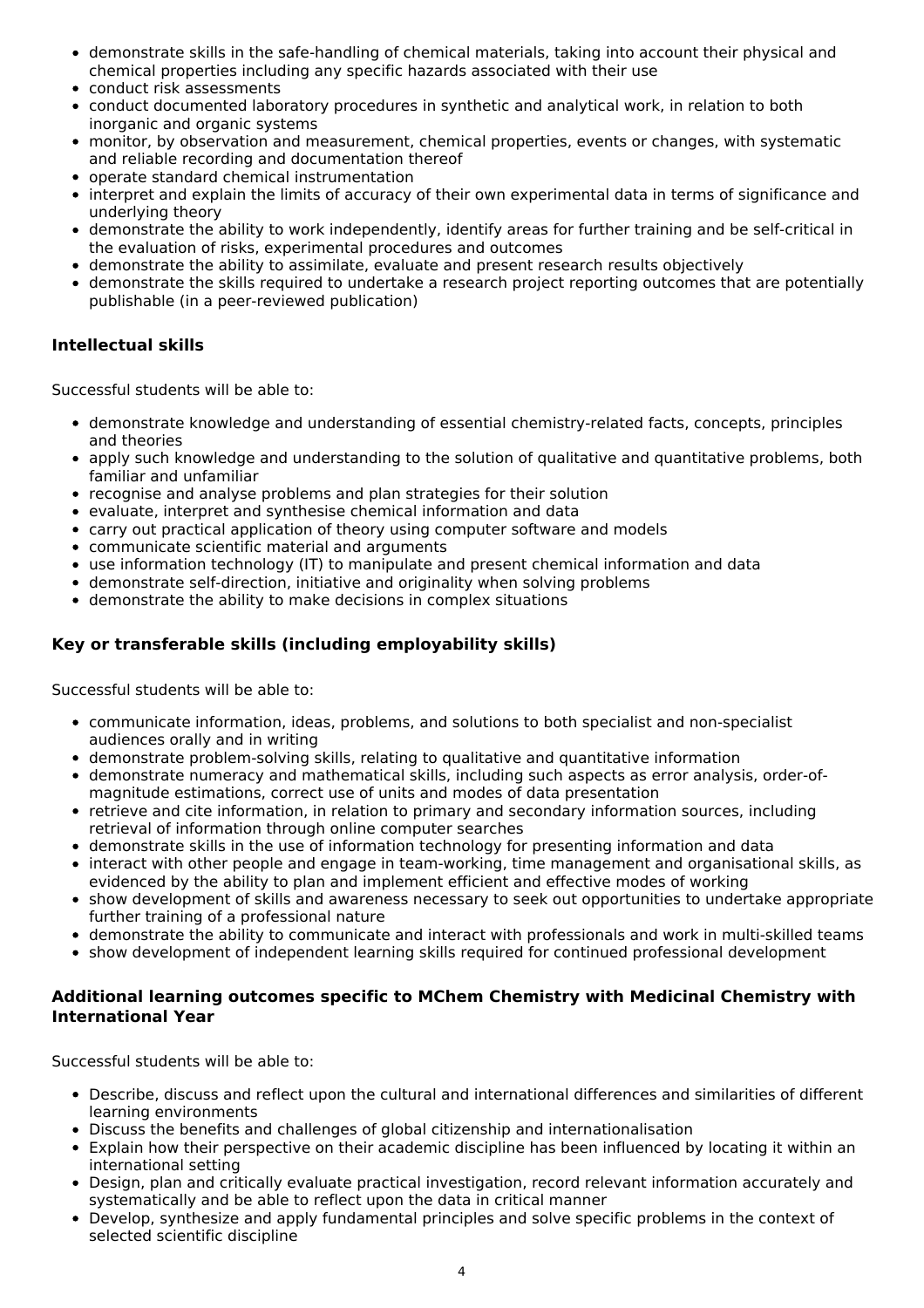- demonstrate skills in the safe-handling of chemical materials, taking into account their physical and chemical properties including any specific hazards associated with their use
- conduct risk assessments
- conduct documented laboratory procedures in synthetic and analytical work, in relation to both inorganic and organic systems
- monitor, by observation and measurement, chemical properties, events or changes, with systematic and reliable recording and documentation thereof
- operate standard chemical instrumentation
- interpret and explain the limits of accuracy of their own experimental data in terms of significance and underlying theory
- demonstrate the ability to work independently, identify areas for further training and be self-critical in the evaluation of risks, experimental procedures and outcomes
- demonstrate the ability to assimilate, evaluate and present research results objectively
- demonstrate the skills required to undertake a research project reporting outcomes that are potentially publishable (in a peer-reviewed publication)

### Intellectual skills

Successful students will be able to:

- demonstrate knowledge and understanding of essential chemistry-related facts, concepts, principles and theories
- apply such knowledge and understanding to the solution of qualitative and quantitative problems, both familiar and unfamiliar
- recognise and analyse problems and plan strategies for their solution
- evaluate, interpret and synthesise chemical information and data
- carry out practical application of theory using computer software and models
- communicate scientific material and arguments
- use information technology (IT) to manipulate and present chemical information and data
- demonstrate self-direction, initiative and originality when solving problems
- demonstrate the ability to make decisions in complex situations

### Key or transferable skills (including employability skills)

Successful students will be able to:

- communicate information, ideas, problems, and solutions to both specialist and non-specialist audiences orally and in writing
- demonstrate problem-solving skills, relating to qualitative and quantitative information
- demonstrate numeracy and mathematical skills, including such aspects as error analysis, order-of-magnitude estimations, correct use of units and modes of data presentation
- retrieve and cite information, in relation to primary and secondary information sources, including retrieval of information through online computer searches
- demonstrate skills in the use of information technology for presenting information and data
- interact with other people and engage in team-working, time management and organisational skills, as evidenced by the ability to plan and implement efficient and effective modes of working
- show development of skills and awareness necessary to seek out opportunities to undertake appropriate further training of a professional nature
- demonstrate the ability to communicate and interact with professionals and work in multi-skilled teams
- show development of independent learning skills required for continued professional development

### Additional learning outcomes specific to MChem Chemistry with Medicinal Chemistry with International Year

Successful students will be able to:

- Describe, discuss and reflect upon the cultural and international differences and similarities of different learning environments
- Discuss the benefits and challenges of global citizenship and internationalisation
- Explain how their perspective on their academic discipline has been influenced by locating it within an international setting
- Design, plan and critically evaluate practical investigation, record relevant information accurately and systematically and be able to reflect upon the data in critical manner
- Develop, synthesize and apply fundamental principles and solve specific problems in the context of selected scientific discipline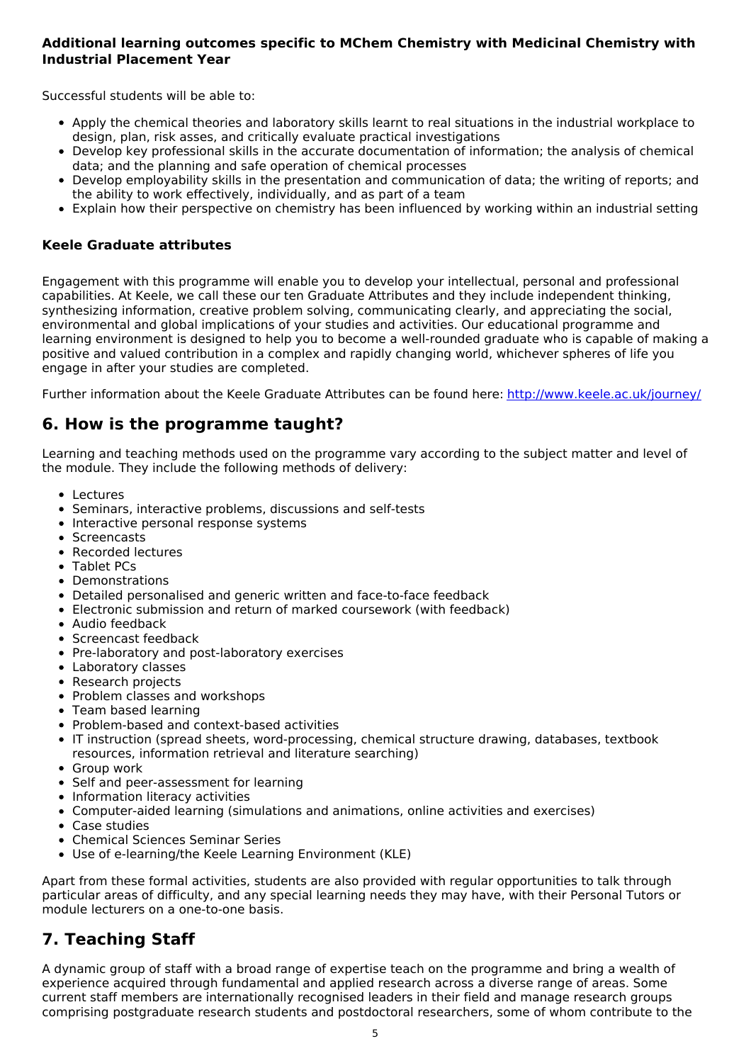**Additional learning outcomes specific to MChem Chemistry with Medicinal Chemistry with Industrial Placement Year**

Successful students will be able to:

- Apply the chemical theories and laboratory skills learnt to real situations in the industrial workplace to design, plan, risk asses, and critically evaluate practical investigations
- Develop key professional skills in the accurate documentation of information; the analysis of chemical data; and the planning and safe operation of chemical processes
- Develop employability skills in the presentation and communication of data; the writing of reports; and the ability to work effectively, individually, and as part of a team
- Explain how their perspective on chemistry has been influenced by working within an industrial setting

**Keele Graduate attributes**

Engagement with this programme will enable you to develop your intellectual, personal and professional capabilities. At Keele, we call these our ten Graduate Attributes and they include independent thinking, synthesizing information, creative problem solving, communicating clearly, and appreciating the social, environmental and global implications of your studies and activities. Our educational programme and learning environment is designed to help you to become a well-rounded graduate who is capable of making a positive and valued contribution in a complex and rapidly changing world, whichever spheres of life you engage in after your studies are completed.

Further information about the Keele Graduate Attributes can be found here: [http://www.keele.ac.uk/journey/](http://www.keele.ac.uk/journey/)

## 6. How is the programme taught?

Learning and teaching methods used on the programme vary according to the subject matter and level of the module. They include the following methods of delivery:

- Lectures
- Seminars, interactive problems, discussions and self-tests
- Interactive personal response systems
- Screencasts
- Recorded lectures
- Tablet PCs
- Demonstrations
- Detailed personalised and generic written and face-to-face feedback
- Electronic submission and return of marked coursework (with feedback)
- Audio feedback
- Screencast feedback
- Pre-laboratory and post-laboratory exercises
- Laboratory classes
- Research projects
- Problem classes and workshops
- Team based learning
- Problem-based and context-based activities
- IT instruction (spread sheets, word-processing, chemical structure drawing, databases, textbook resources, information retrieval and literature searching)
- Group work
- Self and peer-assessment for learning
- Information literacy activities
- Computer-aided learning (simulations and animations, online activities and exercises)
- Case studies
- Chemical Sciences Seminar Series
- Use of e-learning/the Keele Learning Environment (KLE)

Apart from these formal activities, students are also provided with regular opportunities to talk through particular areas of difficulty, and any special learning needs they may have, with their Personal Tutors or module lecturers on a one-to-one basis.

## 7. Teaching Staff

A dynamic group of staff with a broad range of expertise teach on the programme and bring a wealth of experience acquired through fundamental and applied research across a diverse range of areas. Some current staff members are internationally recognised leaders in their field and manage research groups comprising postgraduate research students and postdoctoral researchers, some of whom contribute to the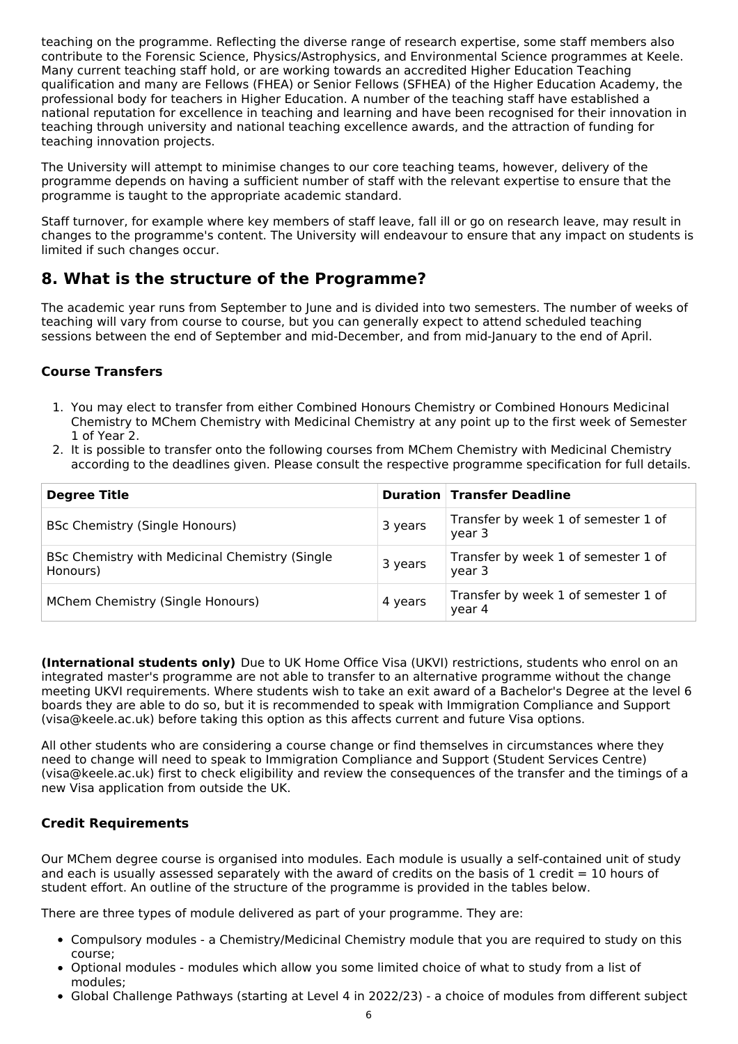teaching on the programme. Reflecting the diverse range of research expertise, some staff members also contribute to the Forensic Science, Physics/Astrophysics, and Environmental Science programmes at Keele. Many current teaching staff hold, or are working towards an accredited Higher Education Teaching qualification and many are Fellows (FHEA) or Senior Fellows (SFHEA) of the Higher Education Academy, the professional body for teachers in Higher Education. A number of the teaching staff have established a national reputation for excellence in teaching and learning and have been recognised for their innovation in teaching through university and national teaching excellence awards, and the attraction of funding for teaching innovation projects.

The University will attempt to minimise changes to our core teaching teams, however, delivery of the programme depends on having a sufficient number of staff with the relevant expertise to ensure that the programme is taught to the appropriate academic standard.

Staff turnover, for example where key members of staff leave, fall ill or go on research leave, may result in changes to the programme's content. The University will endeavour to ensure that any impact on students is limited if such changes occur.

## 8. What is the structure of the Programme?

The academic year runs from September to June and is divided into two semesters. The number of weeks of teaching will vary from course to course, but you can generally expect to attend scheduled teaching sessions between the end of September and mid-December, and from mid-January to the end of April.

### Course Transfers

1. You may elect to transfer from either Combined Honours Chemistry or Combined Honours Medicinal Chemistry to MChem Chemistry with Medicinal Chemistry at any point up to the first week of Semester 1 of Year 2.
2. It is possible to transfer onto the following courses from MChem Chemistry with Medicinal Chemistry according to the deadlines given. Please consult the respective programme specification for full details.

| Degree Title | Duration | Transfer Deadline |
| --- | --- | --- |
| BSc Chemistry (Single Honours) | 3 years | Transfer by week 1 of semester 1 of year 3 |
| BSc Chemistry with Medicinal Chemistry (Single Honours) | 3 years | Transfer by week 1 of semester 1 of year 3 |
| MChem Chemistry (Single Honours) | 4 years | Transfer by week 1 of semester 1 of year 4 |

**(International students only)** Due to UK Home Office Visa (UKVI) restrictions, students who enrol on an integrated master's programme are not able to transfer to an alternative programme without the change meeting UKVI requirements. Where students wish to take an exit award of a Bachelor's Degree at the level 6 boards they are able to do so, but it is recommended to speak with Immigration Compliance and Support (visa@keele.ac.uk) before taking this option as this affects current and future Visa options.

All other students who are considering a course change or find themselves in circumstances where they need to change will need to speak to Immigration Compliance and Support (Student Services Centre) (visa@keele.ac.uk) first to check eligibility and review the consequences of the transfer and the timings of a new Visa application from outside the UK.

### Credit Requirements

Our MChem degree course is organised into modules. Each module is usually a self-contained unit of study and each is usually assessed separately with the award of credits on the basis of 1 credit = 10 hours of student effort. An outline of the structure of the programme is provided in the tables below.

There are three types of module delivered as part of your programme. They are:

- Compulsory modules - a Chemistry/Medicinal Chemistry module that you are required to study on this course;
- Optional modules - modules which allow you some limited choice of what to study from a list of modules;
- Global Challenge Pathways (starting at Level 4 in 2022/23) - a choice of modules from different subject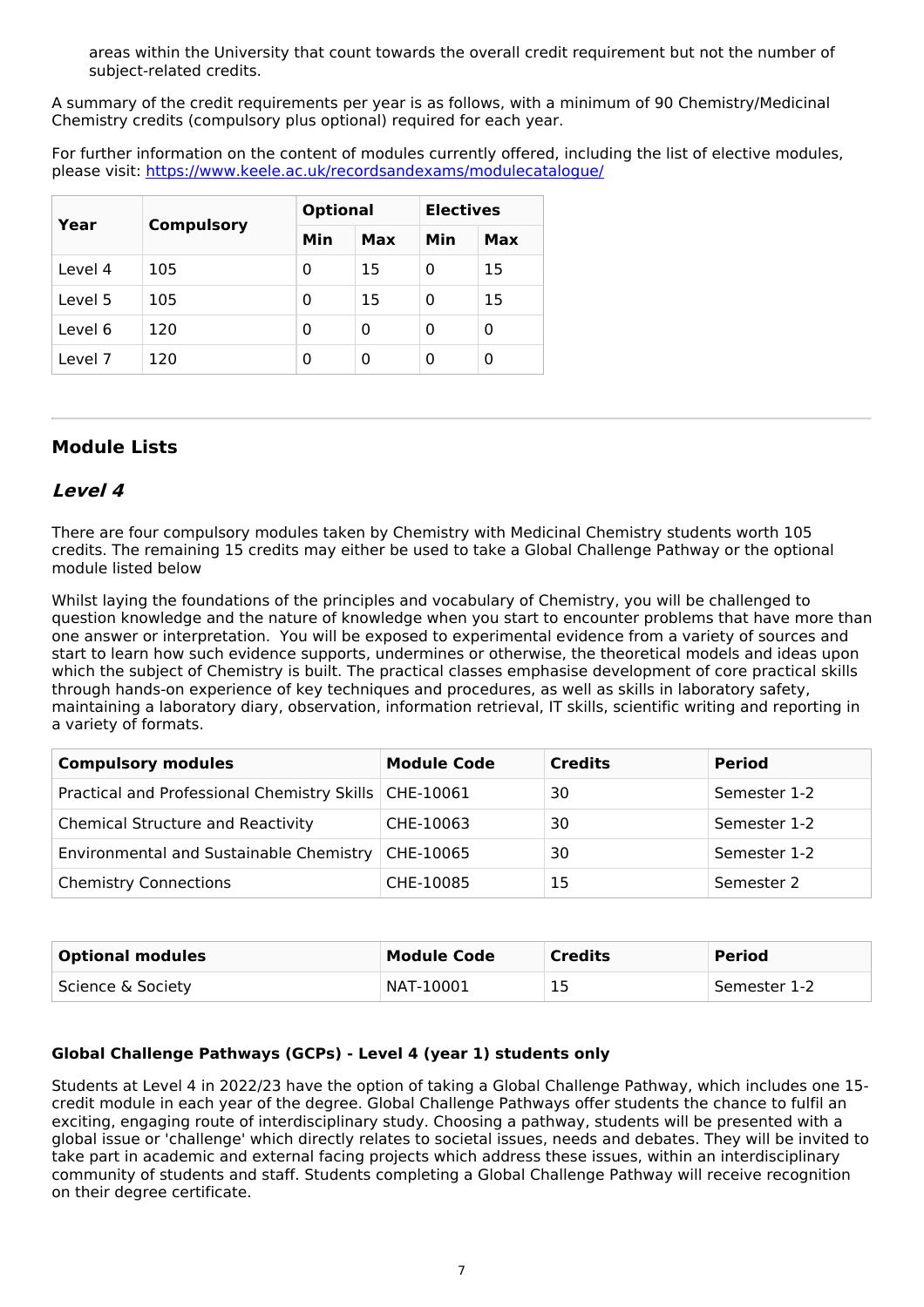areas within the University that count towards the overall credit requirement but not the number of subject-related credits.

A summary of the credit requirements per year is as follows, with a minimum of 90 Chemistry/Medicinal Chemistry credits (compulsory plus optional) required for each year.

For further information on the content of modules currently offered, including the list of elective modules, please visit: https://www.keele.ac.uk/recordsandexams/modulecatalogue/

| Year | Compulsory | Optional | | Electives | |
|---|---|---|---|---|---|
| | | Min | Max | Min | Max |
| Level 4 | 105 | 0 | 15 | 0 | 15 |
| Level 5 | 105 | 0 | 15 | 0 | 15 |
| Level 6 | 120 | 0 | 0 | 0 | 0 |
| Level 7 | 120 | 0 | 0 | 0 | 0 |

## Module Lists

### *Level 4*

There are four compulsory modules taken by Chemistry with Medicinal Chemistry students worth 105 credits. The remaining 15 credits may either be used to take a Global Challenge Pathway or the optional module listed below

Whilst laying the foundations of the principles and vocabulary of Chemistry, you will be challenged to question knowledge and the nature of knowledge when you start to encounter problems that have more than one answer or interpretation. You will be exposed to experimental evidence from a variety of sources and start to learn how such evidence supports, undermines or otherwise, the theoretical models and ideas upon which the subject of Chemistry is built. The practical classes emphasise development of core practical skills through hands-on experience of key techniques and procedures, as well as skills in laboratory safety, maintaining a laboratory diary, observation, information retrieval, IT skills, scientific writing and reporting in a variety of formats.

| Compulsory modules | Module Code | Credits | Period |
|---|---|---|---|
| Practical and Professional Chemistry Skills | CHE-10061 | 30 | Semester 1-2 |
| Chemical Structure and Reactivity | CHE-10063 | 30 | Semester 1-2 |
| Environmental and Sustainable Chemistry | CHE-10065 | 30 | Semester 1-2 |
| Chemistry Connections | CHE-10085 | 15 | Semester 2 |

| Optional modules | Module Code | Credits | Period |
|---|---|---|---|
| Science & Society | NAT-10001 | 15 | Semester 1-2 |

**Global Challenge Pathways (GCPs) - Level 4 (year 1) students only**

Students at Level 4 in 2022/23 have the option of taking a Global Challenge Pathway, which includes one 15-credit module in each year of the degree. Global Challenge Pathways offer students the chance to fulfil an exciting, engaging route of interdisciplinary study. Choosing a pathway, students will be presented with a global issue or 'challenge' which directly relates to societal issues, needs and debates. They will be invited to take part in academic and external facing projects which address these issues, within an interdisciplinary community of students and staff. Students completing a Global Challenge Pathway will receive recognition on their degree certificate.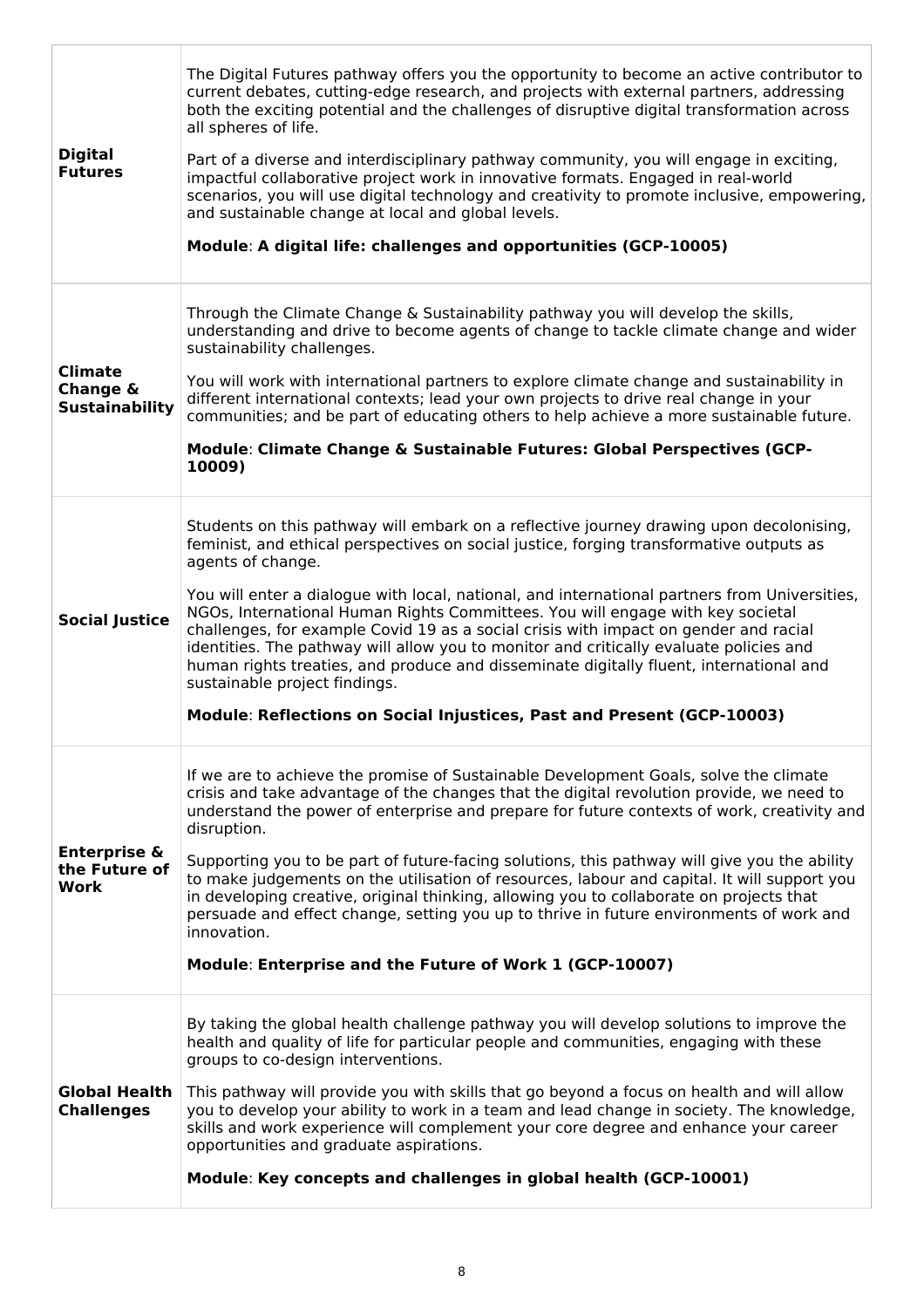| | |
|---|---|
| **Digital Futures** | The Digital Futures pathway offers you the opportunity to become an active contributor to current debates, cutting-edge research, and projects with external partners, addressing both the exciting potential and the challenges of disruptive digital transformation across all spheres of life.<br><br>Part of a diverse and interdisciplinary pathway community, you will engage in exciting, impactful collaborative project work in innovative formats. Engaged in real-world scenarios, you will use digital technology and creativity to promote inclusive, empowering, and sustainable change at local and global levels.<br><br>**Module**: **A digital life: challenges and opportunities (GCP-10005)** |
| **Climate Change & Sustainability** | Through the Climate Change & Sustainability pathway you will develop the skills, understanding and drive to become agents of change to tackle climate change and wider sustainability challenges.<br><br>You will work with international partners to explore climate change and sustainability in different international contexts; lead your own projects to drive real change in your communities; and be part of educating others to help achieve a more sustainable future.<br><br>**Module**: **Climate Change & Sustainable Futures: Global Perspectives (GCP-10009)** |
| **Social Justice** | Students on this pathway will embark on a reflective journey drawing upon decolonising, feminist, and ethical perspectives on social justice, forging transformative outputs as agents of change.<br><br>You will enter a dialogue with local, national, and international partners from Universities, NGOs, International Human Rights Committees. You will engage with key societal challenges, for example Covid 19 as a social crisis with impact on gender and racial identities. The pathway will allow you to monitor and critically evaluate policies and human rights treaties, and produce and disseminate digitally fluent, international and sustainable project findings.<br><br>**Module**: **Reflections on Social Injustices, Past and Present (GCP-10003)** |
| **Enterprise & the Future of Work** | If we are to achieve the promise of Sustainable Development Goals, solve the climate crisis and take advantage of the changes that the digital revolution provide, we need to understand the power of enterprise and prepare for future contexts of work, creativity and disruption.<br><br>Supporting you to be part of future-facing solutions, this pathway will give you the ability to make judgements on the utilisation of resources, labour and capital. It will support you in developing creative, original thinking, allowing you to collaborate on projects that persuade and effect change, setting you up to thrive in future environments of work and innovation.<br><br>**Module**: **Enterprise and the Future of Work 1 (GCP-10007)** |
| **Global Health Challenges** | By taking the global health challenge pathway you will develop solutions to improve the health and quality of life for particular people and communities, engaging with these groups to co-design interventions.<br><br>This pathway will provide you with skills that go beyond a focus on health and will allow you to develop your ability to work in a team and lead change in society. The knowledge, skills and work experience will complement your core degree and enhance your career opportunities and graduate aspirations.<br><br>**Module**: **Key concepts and challenges in global health (GCP-10001)** |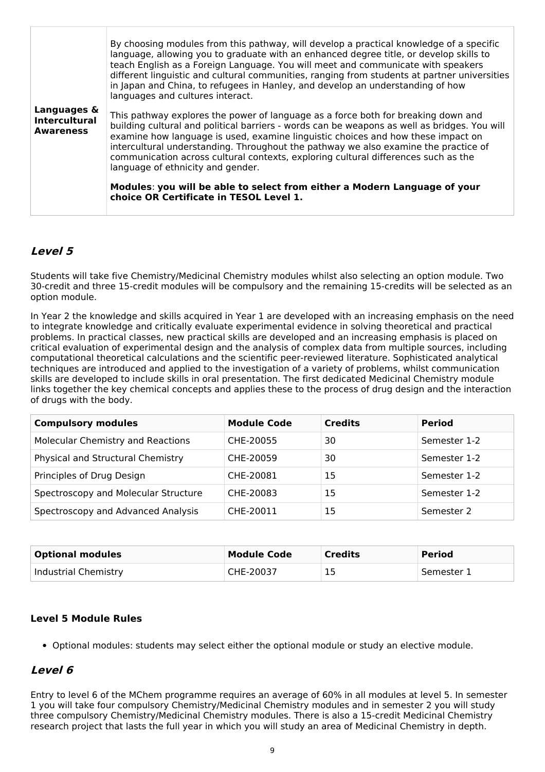| | |
|---|---|
| **Languages & Intercultural Awareness** | By choosing modules from this pathway, will develop a practical knowledge of a specific language, allowing you to graduate with an enhanced degree title, or develop skills to teach English as a Foreign Language. You will meet and communicate with speakers different linguistic and cultural communities, ranging from students at partner universities in Japan and China, to refugees in Hanley, and develop an understanding of how languages and cultures interact.<br><br>This pathway explores the power of language as a force both for breaking down and building cultural and political barriers - words can be weapons as well as bridges. You will examine how language is used, examine linguistic choices and how these impact on intercultural understanding. Throughout the pathway we also examine the practice of communication across cultural contexts, exploring cultural differences such as the language of ethnicity and gender.<br><br>**Modules**: **you will be able to select from either a Modern Language of your choice OR Certificate in TESOL Level 1.** |

## *Level 5*

Students will take five Chemistry/Medicinal Chemistry modules whilst also selecting an option module. Two 30-credit and three 15-credit modules will be compulsory and the remaining 15-credits will be selected as an option module.

In Year 2 the knowledge and skills acquired in Year 1 are developed with an increasing emphasis on the need to integrate knowledge and critically evaluate experimental evidence in solving theoretical and practical problems. In practical classes, new practical skills are developed and an increasing emphasis is placed on critical evaluation of experimental design and the analysis of complex data from multiple sources, including computational theoretical calculations and the scientific peer-reviewed literature. Sophisticated analytical techniques are introduced and applied to the investigation of a variety of problems, whilst communication skills are developed to include skills in oral presentation. The first dedicated Medicinal Chemistry module links together the key chemical concepts and applies these to the process of drug design and the interaction of drugs with the body.

| Compulsory modules | Module Code | Credits | Period |
|---|---|---|---|
| Molecular Chemistry and Reactions | CHE-20055 | 30 | Semester 1-2 |
| Physical and Structural Chemistry | CHE-20059 | 30 | Semester 1-2 |
| Principles of Drug Design | CHE-20081 | 15 | Semester 1-2 |
| Spectroscopy and Molecular Structure | CHE-20083 | 15 | Semester 1-2 |
| Spectroscopy and Advanced Analysis | CHE-20011 | 15 | Semester 2 |

| Optional modules | Module Code | Credits | Period |
|---|---|---|---|
| Industrial Chemistry | CHE-20037 | 15 | Semester 1 |

### Level 5 Module Rules

- Optional modules: students may select either the optional module or study an elective module.

## *Level 6*

Entry to level 6 of the MChem programme requires an average of 60% in all modules at level 5. In semester 1 you will take four compulsory Chemistry/Medicinal Chemistry modules and in semester 2 you will study three compulsory Chemistry/Medicinal Chemistry modules. There is also a 15-credit Medicinal Chemistry research project that lasts the full year in which you will study an area of Medicinal Chemistry in depth.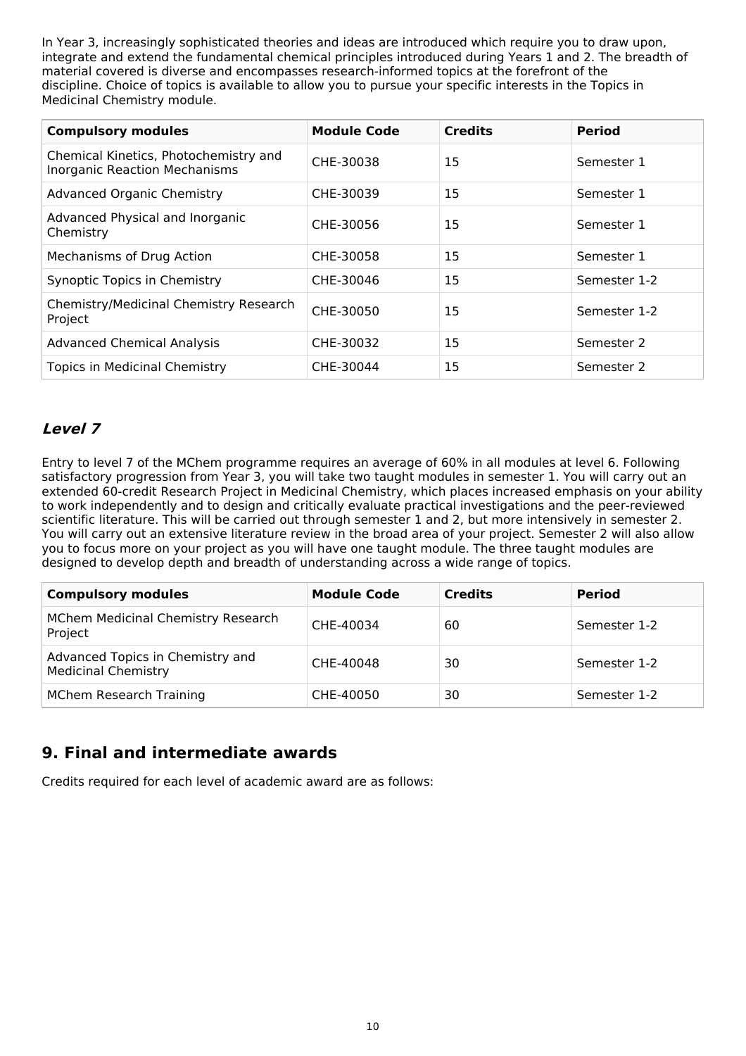In Year 3, increasingly sophisticated theories and ideas are introduced which require you to draw upon, integrate and extend the fundamental chemical principles introduced during Years 1 and 2. The breadth of material covered is diverse and encompasses research-informed topics at the forefront of the discipline. Choice of topics is available to allow you to pursue your specific interests in the Topics in Medicinal Chemistry module.

| Compulsory modules | Module Code | Credits | Period |
|---|---|---|---|
| Chemical Kinetics, Photochemistry and Inorganic Reaction Mechanisms | CHE-30038 | 15 | Semester 1 |
| Advanced Organic Chemistry | CHE-30039 | 15 | Semester 1 |
| Advanced Physical and Inorganic Chemistry | CHE-30056 | 15 | Semester 1 |
| Mechanisms of Drug Action | CHE-30058 | 15 | Semester 1 |
| Synoptic Topics in Chemistry | CHE-30046 | 15 | Semester 1-2 |
| Chemistry/Medicinal Chemistry Research Project | CHE-30050 | 15 | Semester 1-2 |
| Advanced Chemical Analysis | CHE-30032 | 15 | Semester 2 |
| Topics in Medicinal Chemistry | CHE-30044 | 15 | Semester 2 |

### *Level 7*

Entry to level 7 of the MChem programme requires an average of 60% in all modules at level 6. Following satisfactory progression from Year 3, you will take two taught modules in semester 1. You will carry out an extended 60-credit Research Project in Medicinal Chemistry, which places increased emphasis on your ability to work independently and to design and critically evaluate practical investigations and the peer-reviewed scientific literature. This will be carried out through semester 1 and 2, but more intensively in semester 2. You will carry out an extensive literature review in the broad area of your project. Semester 2 will also allow you to focus more on your project as you will have one taught module. The three taught modules are designed to develop depth and breadth of understanding across a wide range of topics.

| Compulsory modules | Module Code | Credits | Period |
|---|---|---|---|
| MChem Medicinal Chemistry Research Project | CHE-40034 | 60 | Semester 1-2 |
| Advanced Topics in Chemistry and Medicinal Chemistry | CHE-40048 | 30 | Semester 1-2 |
| MChem Research Training | CHE-40050 | 30 | Semester 1-2 |

## 9. Final and intermediate awards

Credits required for each level of academic award are as follows: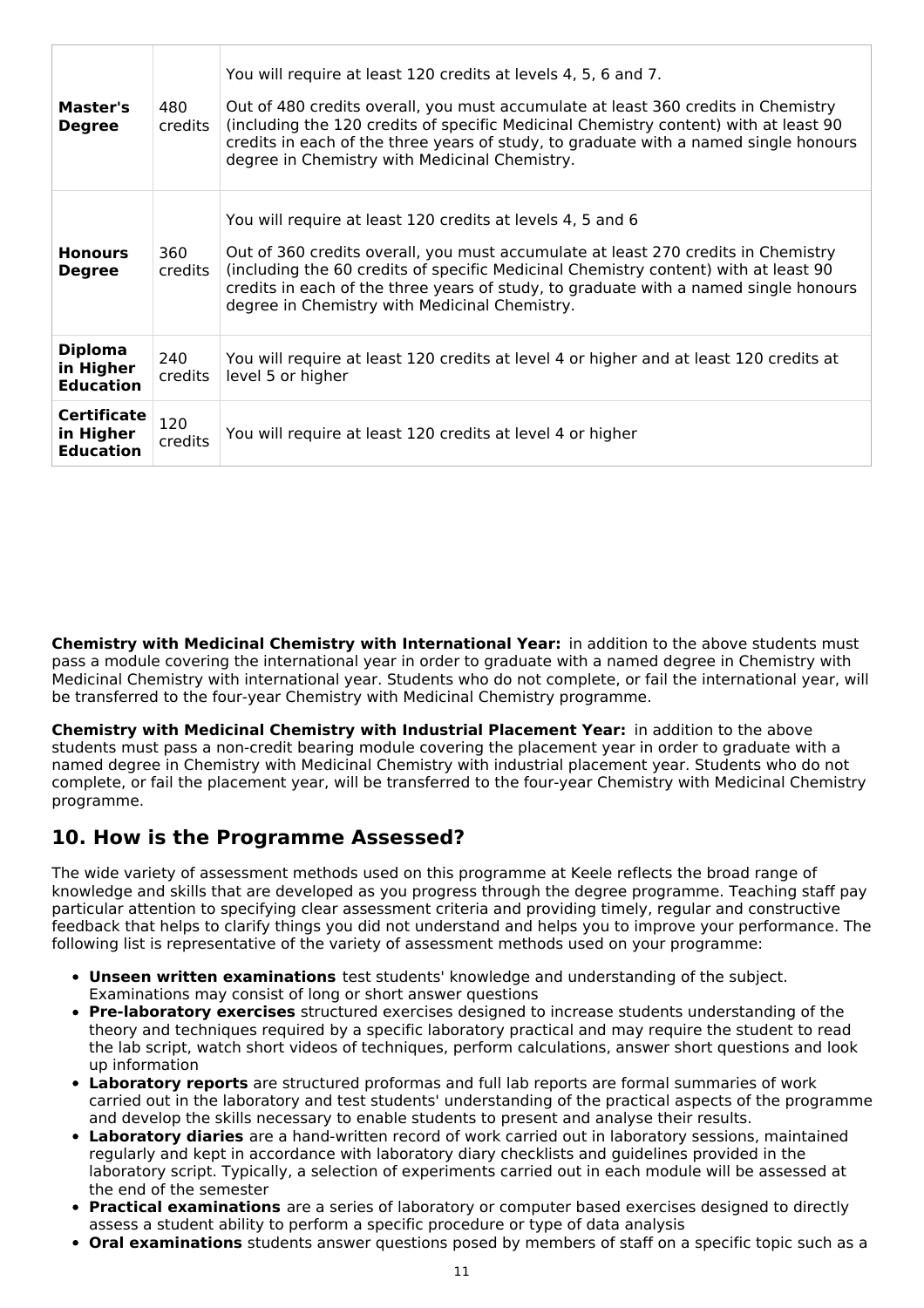| | | |
|---|---|---|
| **Master's Degree** | 480 credits | You will require at least 120 credits at levels 4, 5, 6 and 7.<br><br>Out of 480 credits overall, you must accumulate at least 360 credits in Chemistry (including the 120 credits of specific Medicinal Chemistry content) with at least 90 credits in each of the three years of study, to graduate with a named single honours degree in Chemistry with Medicinal Chemistry. |
| **Honours Degree** | 360 credits | You will require at least 120 credits at levels 4, 5 and 6<br><br>Out of 360 credits overall, you must accumulate at least 270 credits in Chemistry (including the 60 credits of specific Medicinal Chemistry content) with at least 90 credits in each of the three years of study, to graduate with a named single honours degree in Chemistry with Medicinal Chemistry. |
| **Diploma in Higher Education** | 240 credits | You will require at least 120 credits at level 4 or higher and at least 120 credits at level 5 or higher |
| **Certificate in Higher Education** | 120 credits | You will require at least 120 credits at level 4 or higher |

**Chemistry with Medicinal Chemistry with International Year:** in addition to the above students must pass a module covering the international year in order to graduate with a named degree in Chemistry with Medicinal Chemistry with international year. Students who do not complete, or fail the international year, will be transferred to the four-year Chemistry with Medicinal Chemistry programme.

**Chemistry with Medicinal Chemistry with Industrial Placement Year:** in addition to the above students must pass a non-credit bearing module covering the placement year in order to graduate with a named degree in Chemistry with Medicinal Chemistry with industrial placement year. Students who do not complete, or fail the placement year, will be transferred to the four-year Chemistry with Medicinal Chemistry programme.

## 10. How is the Programme Assessed?

The wide variety of assessment methods used on this programme at Keele reflects the broad range of knowledge and skills that are developed as you progress through the degree programme. Teaching staff pay particular attention to specifying clear assessment criteria and providing timely, regular and constructive feedback that helps to clarify things you did not understand and helps you to improve your performance. The following list is representative of the variety of assessment methods used on your programme:

- **Unseen written examinations** test students' knowledge and understanding of the subject. Examinations may consist of long or short answer questions
- **Pre-laboratory exercises** structured exercises designed to increase students understanding of the theory and techniques required by a specific laboratory practical and may require the student to read the lab script, watch short videos of techniques, perform calculations, answer short questions and look up information
- **Laboratory reports** are structured proformas and full lab reports are formal summaries of work carried out in the laboratory and test students' understanding of the practical aspects of the programme and develop the skills necessary to enable students to present and analyse their results.
- **Laboratory diaries** are a hand-written record of work carried out in laboratory sessions, maintained regularly and kept in accordance with laboratory diary checklists and guidelines provided in the laboratory script. Typically, a selection of experiments carried out in each module will be assessed at the end of the semester
- **Practical examinations** are a series of laboratory or computer based exercises designed to directly assess a student ability to perform a specific procedure or type of data analysis
- **Oral examinations** students answer questions posed by members of staff on a specific topic such as a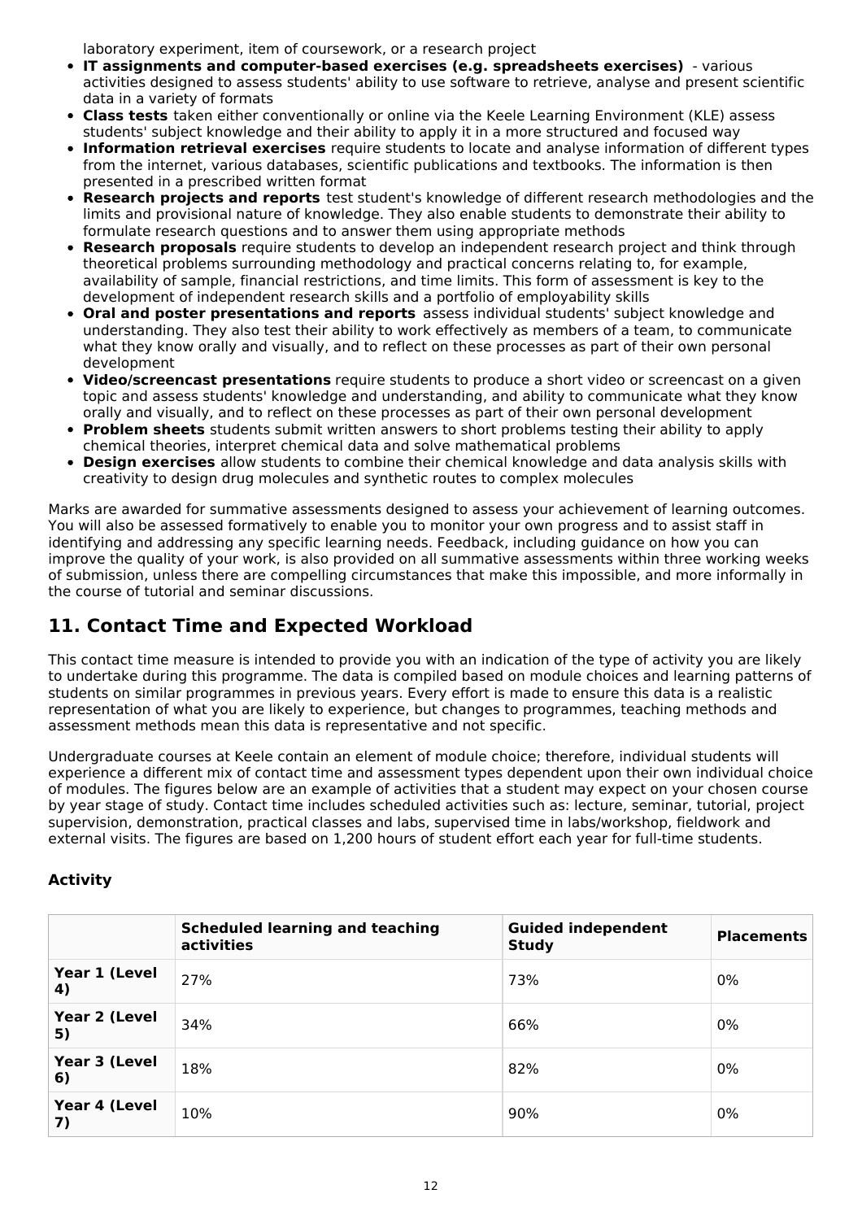laboratory experiment, item of coursework, or a research project

- **IT assignments and computer-based exercises (e.g. spreadsheets exercises)** - various activities designed to assess students' ability to use software to retrieve, analyse and present scientific data in a variety of formats
- **Class tests** taken either conventionally or online via the Keele Learning Environment (KLE) assess students' subject knowledge and their ability to apply it in a more structured and focused way
- **Information retrieval exercises** require students to locate and analyse information of different types from the internet, various databases, scientific publications and textbooks. The information is then presented in a prescribed written format
- **Research projects and reports** test student's knowledge of different research methodologies and the limits and provisional nature of knowledge. They also enable students to demonstrate their ability to formulate research questions and to answer them using appropriate methods
- **Research proposals** require students to develop an independent research project and think through theoretical problems surrounding methodology and practical concerns relating to, for example, availability of sample, financial restrictions, and time limits. This form of assessment is key to the development of independent research skills and a portfolio of employability skills
- **Oral and poster presentations and reports** assess individual students' subject knowledge and understanding. They also test their ability to work effectively as members of a team, to communicate what they know orally and visually, and to reflect on these processes as part of their own personal development
- **Video/screencast presentations** require students to produce a short video or screencast on a given topic and assess students' knowledge and understanding, and ability to communicate what they know orally and visually, and to reflect on these processes as part of their own personal development
- **Problem sheets** students submit written answers to short problems testing their ability to apply chemical theories, interpret chemical data and solve mathematical problems
- **Design exercises** allow students to combine their chemical knowledge and data analysis skills with creativity to design drug molecules and synthetic routes to complex molecules

Marks are awarded for summative assessments designed to assess your achievement of learning outcomes. You will also be assessed formatively to enable you to monitor your own progress and to assist staff in identifying and addressing any specific learning needs. Feedback, including guidance on how you can improve the quality of your work, is also provided on all summative assessments within three working weeks of submission, unless there are compelling circumstances that make this impossible, and more informally in the course of tutorial and seminar discussions.

## 11. Contact Time and Expected Workload

This contact time measure is intended to provide you with an indication of the type of activity you are likely to undertake during this programme. The data is compiled based on module choices and learning patterns of students on similar programmes in previous years. Every effort is made to ensure this data is a realistic representation of what you are likely to experience, but changes to programmes, teaching methods and assessment methods mean this data is representative and not specific.

Undergraduate courses at Keele contain an element of module choice; therefore, individual students will experience a different mix of contact time and assessment types dependent upon their own individual choice of modules. The figures below are an example of activities that a student may expect on your chosen course by year stage of study. Contact time includes scheduled activities such as: lecture, seminar, tutorial, project supervision, demonstration, practical classes and labs, supervised time in labs/workshop, fieldwork and external visits. The figures are based on 1,200 hours of student effort each year for full-time students.

### Activity

| | Scheduled learning and teaching activities | Guided independent Study | Placements |
|---|---|---|---|
| **Year 1 (Level 4)** | 27% | 73% | 0% |
| **Year 2 (Level 5)** | 34% | 66% | 0% |
| **Year 3 (Level 6)** | 18% | 82% | 0% |
| **Year 4 (Level 7)** | 10% | 90% | 0% |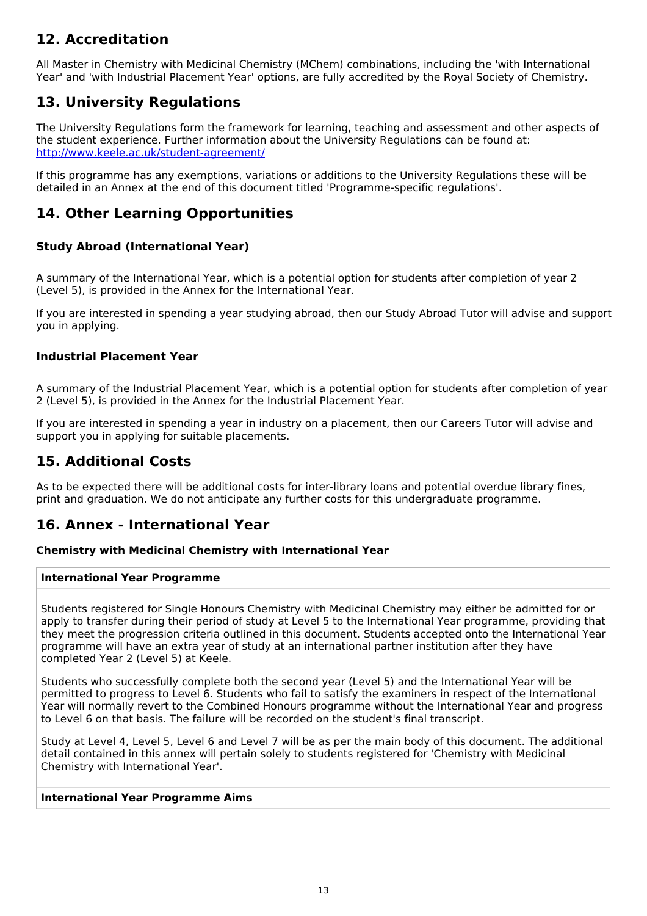## 12. Accreditation

All Master in Chemistry with Medicinal Chemistry (MChem) combinations, including the 'with International Year' and 'with Industrial Placement Year' options, are fully accredited by the Royal Society of Chemistry.

## 13. University Regulations

The University Regulations form the framework for learning, teaching and assessment and other aspects of the student experience. Further information about the University Regulations can be found at: [http://www.keele.ac.uk/student-agreement/](http://www.keele.ac.uk/student-agreement/)

If this programme has any exemptions, variations or additions to the University Regulations these will be detailed in an Annex at the end of this document titled 'Programme-specific regulations'.

## 14. Other Learning Opportunities

### Study Abroad (International Year)

A summary of the International Year, which is a potential option for students after completion of year 2 (Level 5), is provided in the Annex for the International Year.

If you are interested in spending a year studying abroad, then our Study Abroad Tutor will advise and support you in applying.

### Industrial Placement Year

A summary of the Industrial Placement Year, which is a potential option for students after completion of year 2 (Level 5), is provided in the Annex for the Industrial Placement Year.

If you are interested in spending a year in industry on a placement, then our Careers Tutor will advise and support you in applying for suitable placements.

## 15. Additional Costs

As to be expected there will be additional costs for inter-library loans and potential overdue library fines, print and graduation. We do not anticipate any further costs for this undergraduate programme.

## 16. Annex - International Year

### Chemistry with Medicinal Chemistry with International Year

**International Year Programme**

Students registered for Single Honours Chemistry with Medicinal Chemistry may either be admitted for or apply to transfer during their period of study at Level 5 to the International Year programme, providing that they meet the progression criteria outlined in this document. Students accepted onto the International Year programme will have an extra year of study at an international partner institution after they have completed Year 2 (Level 5) at Keele.

Students who successfully complete both the second year (Level 5) and the International Year will be permitted to progress to Level 6. Students who fail to satisfy the examiners in respect of the International Year will normally revert to the Combined Honours programme without the International Year and progress to Level 6 on that basis. The failure will be recorded on the student's final transcript.

Study at Level 4, Level 5, Level 6 and Level 7 will be as per the main body of this document. The additional detail contained in this annex will pertain solely to students registered for 'Chemistry with Medicinal Chemistry with International Year'.

**International Year Programme Aims**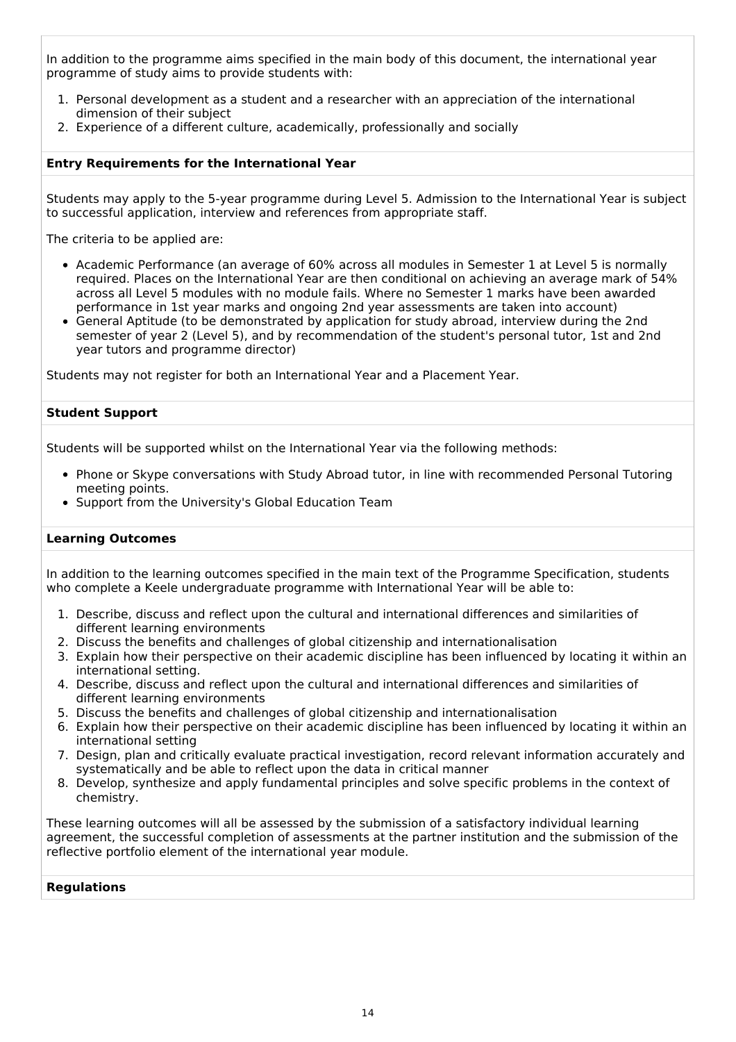In addition to the programme aims specified in the main body of this document, the international year programme of study aims to provide students with:

1. Personal development as a student and a researcher with an appreciation of the international dimension of their subject
2. Experience of a different culture, academically, professionally and socially

**Entry Requirements for the International Year**

Students may apply to the 5-year programme during Level 5. Admission to the International Year is subject to successful application, interview and references from appropriate staff.

The criteria to be applied are:

- Academic Performance (an average of 60% across all modules in Semester 1 at Level 5 is normally required. Places on the International Year are then conditional on achieving an average mark of 54% across all Level 5 modules with no module fails. Where no Semester 1 marks have been awarded performance in 1st year marks and ongoing 2nd year assessments are taken into account)
- General Aptitude (to be demonstrated by application for study abroad, interview during the 2nd semester of year 2 (Level 5), and by recommendation of the student's personal tutor, 1st and 2nd year tutors and programme director)

Students may not register for both an International Year and a Placement Year.

**Student Support**

Students will be supported whilst on the International Year via the following methods:

- Phone or Skype conversations with Study Abroad tutor, in line with recommended Personal Tutoring meeting points.
- Support from the University's Global Education Team

**Learning Outcomes**

In addition to the learning outcomes specified in the main text of the Programme Specification, students who complete a Keele undergraduate programme with International Year will be able to:

1. Describe, discuss and reflect upon the cultural and international differences and similarities of different learning environments
2. Discuss the benefits and challenges of global citizenship and internationalisation
3. Explain how their perspective on their academic discipline has been influenced by locating it within an international setting.
4. Describe, discuss and reflect upon the cultural and international differences and similarities of different learning environments
5. Discuss the benefits and challenges of global citizenship and internationalisation
6. Explain how their perspective on their academic discipline has been influenced by locating it within an international setting
7. Design, plan and critically evaluate practical investigation, record relevant information accurately and systematically and be able to reflect upon the data in critical manner
8. Develop, synthesize and apply fundamental principles and solve specific problems in the context of chemistry.

These learning outcomes will all be assessed by the submission of a satisfactory individual learning agreement, the successful completion of assessments at the partner institution and the submission of the reflective portfolio element of the international year module.

**Regulations**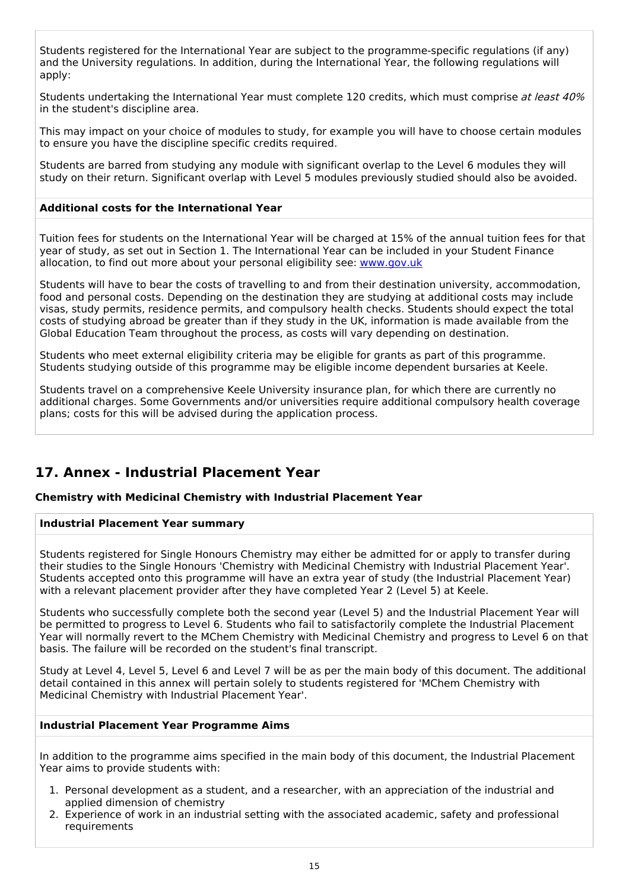Students registered for the International Year are subject to the programme-specific regulations (if any) and the University regulations. In addition, during the International Year, the following regulations will apply:

Students undertaking the International Year must complete 120 credits, which must comprise *at least 40%* in the student's discipline area.

This may impact on your choice of modules to study, for example you will have to choose certain modules to ensure you have the discipline specific credits required.

Students are barred from studying any module with significant overlap to the Level 6 modules they will study on their return. Significant overlap with Level 5 modules previously studied should also be avoided.

**Additional costs for the International Year**

Tuition fees for students on the International Year will be charged at 15% of the annual tuition fees for that year of study, as set out in Section 1. The International Year can be included in your Student Finance allocation, to find out more about your personal eligibility see: [www.gov.uk](www.gov.uk)

Students will have to bear the costs of travelling to and from their destination university, accommodation, food and personal costs. Depending on the destination they are studying at additional costs may include visas, study permits, residence permits, and compulsory health checks. Students should expect the total costs of studying abroad be greater than if they study in the UK, information is made available from the Global Education Team throughout the process, as costs will vary depending on destination.

Students who meet external eligibility criteria may be eligible for grants as part of this programme. Students studying outside of this programme may be eligible income dependent bursaries at Keele.

Students travel on a comprehensive Keele University insurance plan, for which there are currently no additional charges. Some Governments and/or universities require additional compulsory health coverage plans; costs for this will be advised during the application process.

## 17. Annex - Industrial Placement Year

**Chemistry with Medicinal Chemistry with Industrial Placement Year**

**Industrial Placement Year summary**

Students registered for Single Honours Chemistry may either be admitted for or apply to transfer during their studies to the Single Honours 'Chemistry with Medicinal Chemistry with Industrial Placement Year'. Students accepted onto this programme will have an extra year of study (the Industrial Placement Year) with a relevant placement provider after they have completed Year 2 (Level 5) at Keele.

Students who successfully complete both the second year (Level 5) and the Industrial Placement Year will be permitted to progress to Level 6. Students who fail to satisfactorily complete the Industrial Placement Year will normally revert to the MChem Chemistry with Medicinal Chemistry and progress to Level 6 on that basis. The failure will be recorded on the student's final transcript.

Study at Level 4, Level 5, Level 6 and Level 7 will be as per the main body of this document. The additional detail contained in this annex will pertain solely to students registered for 'MChem Chemistry with Medicinal Chemistry with Industrial Placement Year'.

**Industrial Placement Year Programme Aims**

In addition to the programme aims specified in the main body of this document, the Industrial Placement Year aims to provide students with:

1. Personal development as a student, and a researcher, with an appreciation of the industrial and applied dimension of chemistry
2. Experience of work in an industrial setting with the associated academic, safety and professional requirements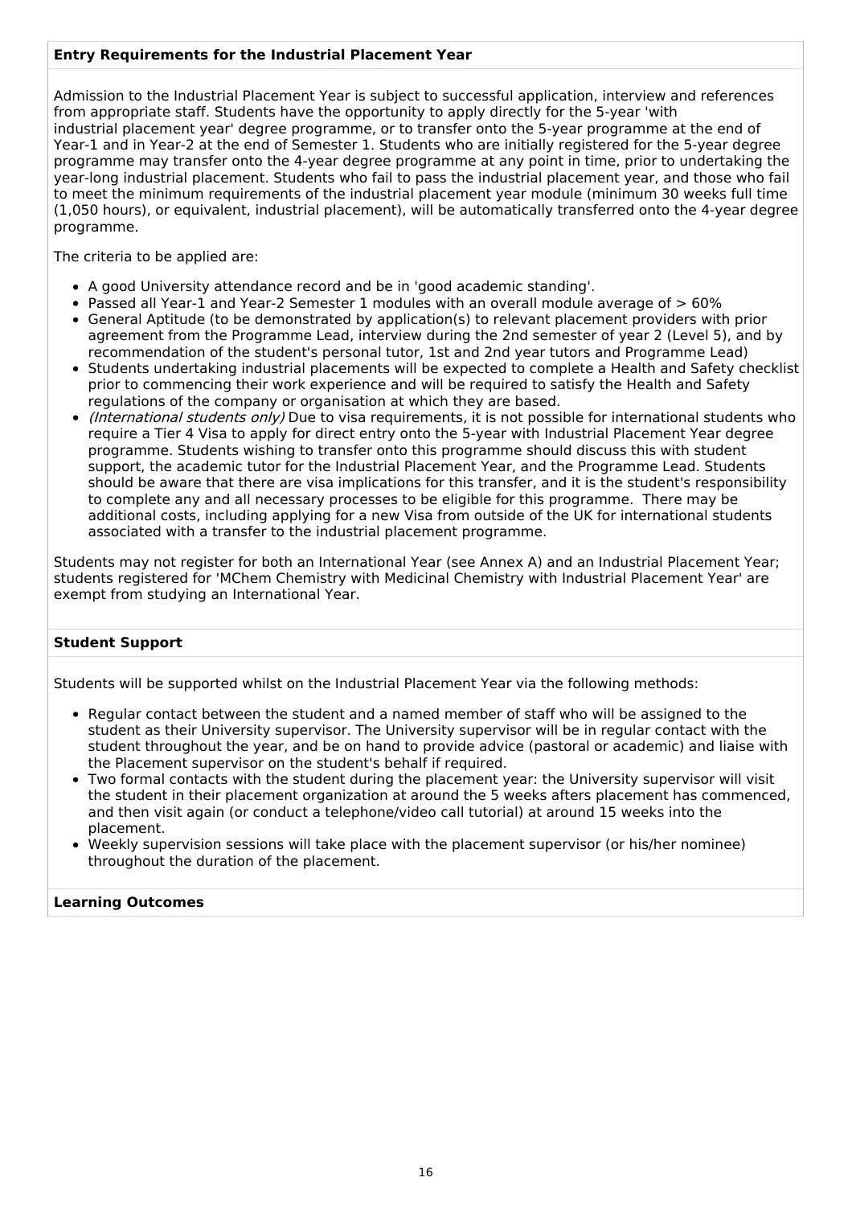### Entry Requirements for the Industrial Placement Year

Admission to the Industrial Placement Year is subject to successful application, interview and references from appropriate staff. Students have the opportunity to apply directly for the 5-year 'with industrial placement year' degree programme, or to transfer onto the 5-year programme at the end of Year-1 and in Year-2 at the end of Semester 1. Students who are initially registered for the 5-year degree programme may transfer onto the 4-year degree programme at any point in time, prior to undertaking the year-long industrial placement. Students who fail to pass the industrial placement year, and those who fail to meet the minimum requirements of the industrial placement year module (minimum 30 weeks full time (1,050 hours), or equivalent, industrial placement), will be automatically transferred onto the 4-year degree programme.

The criteria to be applied are:

- A good University attendance record and be in 'good academic standing'.
- Passed all Year-1 and Year-2 Semester 1 modules with an overall module average of > 60%
- General Aptitude (to be demonstrated by application(s) to relevant placement providers with prior agreement from the Programme Lead, interview during the 2nd semester of year 2 (Level 5), and by recommendation of the student's personal tutor, 1st and 2nd year tutors and Programme Lead)
- Students undertaking industrial placements will be expected to complete a Health and Safety checklist prior to commencing their work experience and will be required to satisfy the Health and Safety regulations of the company or organisation at which they are based.
- *(International students only)* Due to visa requirements, it is not possible for international students who require a Tier 4 Visa to apply for direct entry onto the 5-year with Industrial Placement Year degree programme. Students wishing to transfer onto this programme should discuss this with student support, the academic tutor for the Industrial Placement Year, and the Programme Lead. Students should be aware that there are visa implications for this transfer, and it is the student's responsibility to complete any and all necessary processes to be eligible for this programme. There may be additional costs, including applying for a new Visa from outside of the UK for international students associated with a transfer to the industrial placement programme.

Students may not register for both an International Year (see Annex A) and an Industrial Placement Year; students registered for 'MChem Chemistry with Medicinal Chemistry with Industrial Placement Year' are exempt from studying an International Year.

### Student Support

Students will be supported whilst on the Industrial Placement Year via the following methods:

- Regular contact between the student and a named member of staff who will be assigned to the student as their University supervisor. The University supervisor will be in regular contact with the student throughout the year, and be on hand to provide advice (pastoral or academic) and liaise with the Placement supervisor on the student's behalf if required.
- Two formal contacts with the student during the placement year: the University supervisor will visit the student in their placement organization at around the 5 weeks afters placement has commenced, and then visit again (or conduct a telephone/video call tutorial) at around 15 weeks into the placement.
- Weekly supervision sessions will take place with the placement supervisor (or his/her nominee) throughout the duration of the placement.

### Learning Outcomes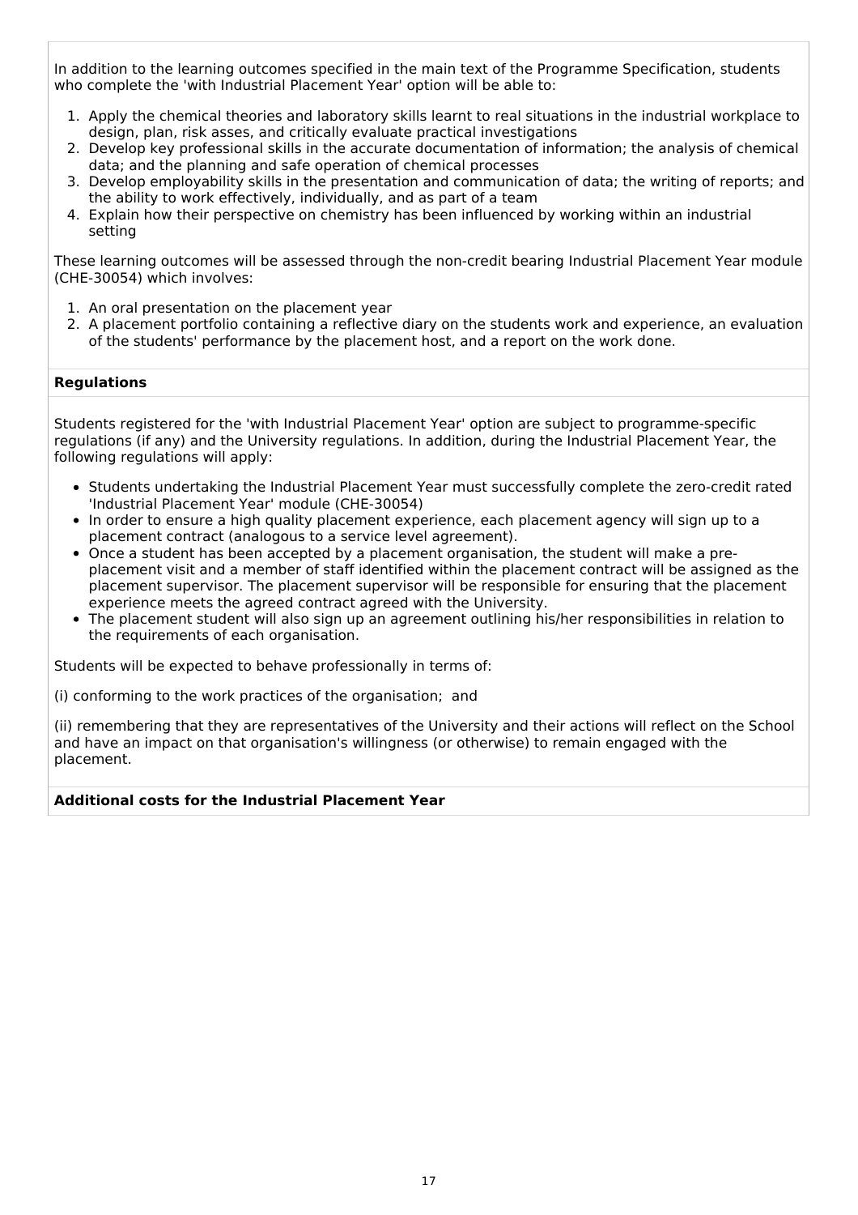In addition to the learning outcomes specified in the main text of the Programme Specification, students who complete the 'with Industrial Placement Year' option will be able to:

1. Apply the chemical theories and laboratory skills learnt to real situations in the industrial workplace to design, plan, risk asses, and critically evaluate practical investigations
2. Develop key professional skills in the accurate documentation of information; the analysis of chemical data; and the planning and safe operation of chemical processes
3. Develop employability skills in the presentation and communication of data; the writing of reports; and the ability to work effectively, individually, and as part of a team
4. Explain how their perspective on chemistry has been influenced by working within an industrial setting

These learning outcomes will be assessed through the non-credit bearing Industrial Placement Year module (CHE-30054) which involves:

1. An oral presentation on the placement year
2. A placement portfolio containing a reflective diary on the students work and experience, an evaluation of the students' performance by the placement host, and a report on the work done.

**Regulations**

Students registered for the 'with Industrial Placement Year' option are subject to programme-specific regulations (if any) and the University regulations. In addition, during the Industrial Placement Year, the following regulations will apply:

- Students undertaking the Industrial Placement Year must successfully complete the zero-credit rated 'Industrial Placement Year' module (CHE-30054)
- In order to ensure a high quality placement experience, each placement agency will sign up to a placement contract (analogous to a service level agreement).
- Once a student has been accepted by a placement organisation, the student will make a pre-placement visit and a member of staff identified within the placement contract will be assigned as the placement supervisor. The placement supervisor will be responsible for ensuring that the placement experience meets the agreed contract agreed with the University.
- The placement student will also sign up an agreement outlining his/her responsibilities in relation to the requirements of each organisation.

Students will be expected to behave professionally in terms of:

(i) conforming to the work practices of the organisation; and

(ii) remembering that they are representatives of the University and their actions will reflect on the School and have an impact on that organisation's willingness (or otherwise) to remain engaged with the placement.

**Additional costs for the Industrial Placement Year**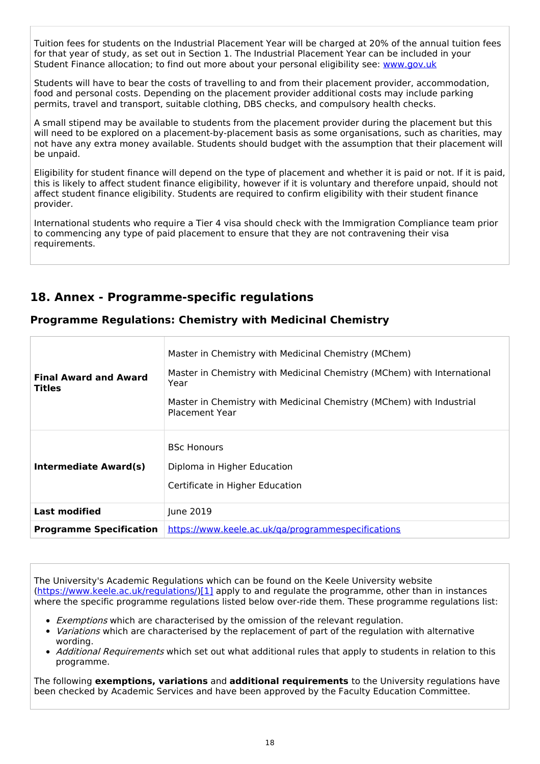Tuition fees for students on the Industrial Placement Year will be charged at 20% of the annual tuition fees for that year of study, as set out in Section 1. The Industrial Placement Year can be included in your Student Finance allocation; to find out more about your personal eligibility see: [www.gov.uk](www.gov.uk)

Students will have to bear the costs of travelling to and from their placement provider, accommodation, food and personal costs. Depending on the placement provider additional costs may include parking permits, travel and transport, suitable clothing, DBS checks, and compulsory health checks.

A small stipend may be available to students from the placement provider during the placement but this will need to be explored on a placement-by-placement basis as some organisations, such as charities, may not have any extra money available. Students should budget with the assumption that their placement will be unpaid.

Eligibility for student finance will depend on the type of placement and whether it is paid or not. If it is paid, this is likely to affect student finance eligibility, however if it is voluntary and therefore unpaid, should not affect student finance eligibility. Students are required to confirm eligibility with their student finance provider.

International students who require a Tier 4 visa should check with the Immigration Compliance team prior to commencing any type of paid placement to ensure that they are not contravening their visa requirements.

## 18. Annex - Programme-specific regulations

### Programme Regulations: Chemistry with Medicinal Chemistry

| | |
|---|---|
| **Final Award and Award Titles** | Master in Chemistry with Medicinal Chemistry (MChem)<br><br>Master in Chemistry with Medicinal Chemistry (MChem) with International Year<br><br>Master in Chemistry with Medicinal Chemistry (MChem) with Industrial Placement Year |
| **Intermediate Award(s)** | BSc Honours<br><br>Diploma in Higher Education<br><br>Certificate in Higher Education |
| **Last modified** | June 2019 |
| **Programme Specification** | [https://www.keele.ac.uk/qa/programmespecifications](https://www.keele.ac.uk/qa/programmespecifications) |

The University's Academic Regulations which can be found on the Keele University website ([https://www.keele.ac.uk/regulations/](https://www.keele.ac.uk/regulations/))[1] apply to and regulate the programme, other than in instances where the specific programme regulations listed below over-ride them. These programme regulations list:

- *Exemptions* which are characterised by the omission of the relevant regulation.
- *Variations* which are characterised by the replacement of part of the regulation with alternative wording.
- *Additional Requirements* which set out what additional rules that apply to students in relation to this programme.

The following **exemptions, variations** and **additional requirements** to the University regulations have been checked by Academic Services and have been approved by the Faculty Education Committee.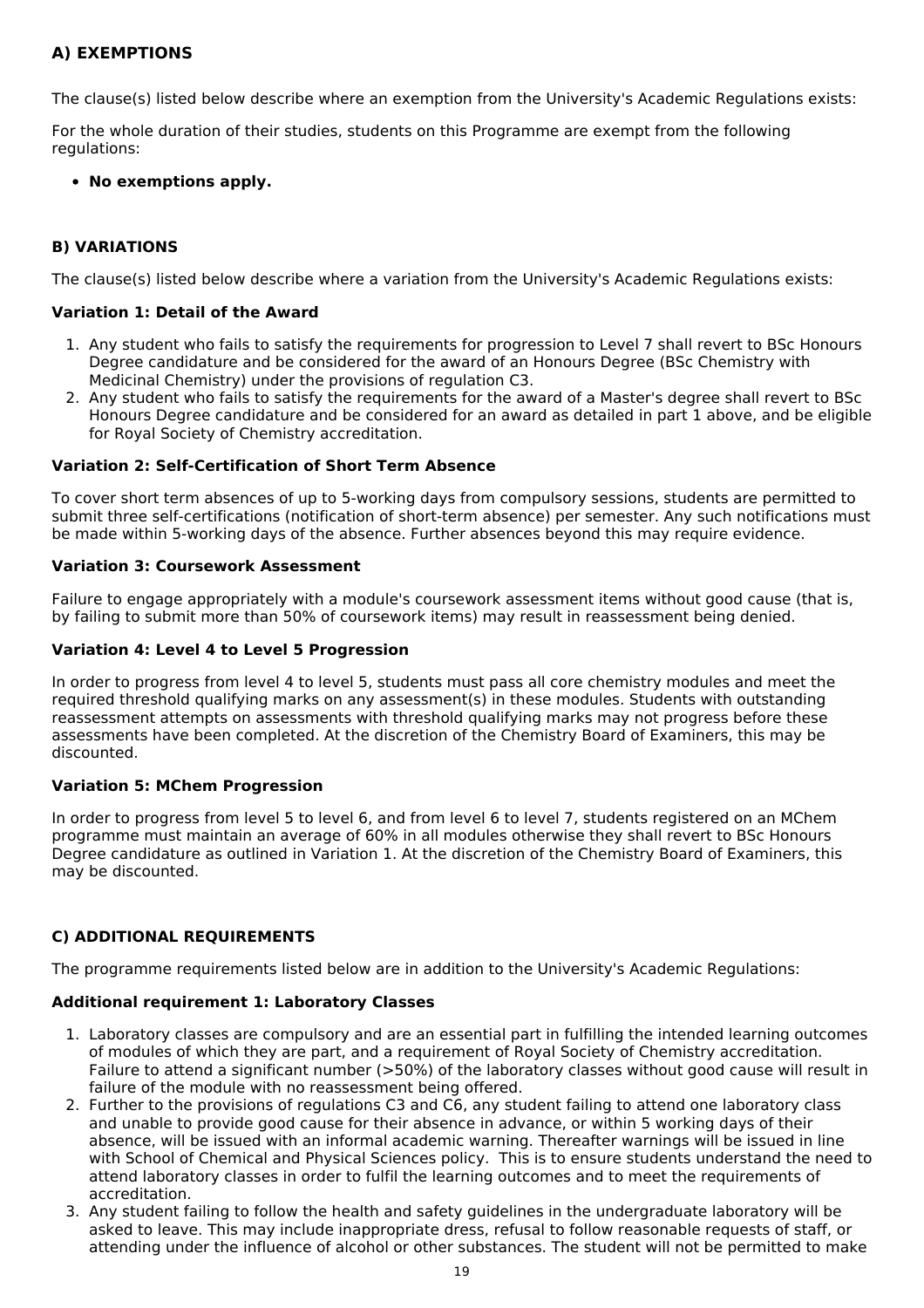### A) EXEMPTIONS

The clause(s) listed below describe where an exemption from the University's Academic Regulations exists:

For the whole duration of their studies, students on this Programme are exempt from the following regulations:

- **No exemptions apply.**

### B) VARIATIONS

The clause(s) listed below describe where a variation from the University's Academic Regulations exists:

#### Variation 1: Detail of the Award

1. Any student who fails to satisfy the requirements for progression to Level 7 shall revert to BSc Honours Degree candidature and be considered for the award of an Honours Degree (BSc Chemistry with Medicinal Chemistry) under the provisions of regulation C3.
2. Any student who fails to satisfy the requirements for the award of a Master's degree shall revert to BSc Honours Degree candidature and be considered for an award as detailed in part 1 above, and be eligible for Royal Society of Chemistry accreditation.

#### Variation 2: Self-Certification of Short Term Absence

To cover short term absences of up to 5-working days from compulsory sessions, students are permitted to submit three self-certifications (notification of short-term absence) per semester. Any such notifications must be made within 5-working days of the absence. Further absences beyond this may require evidence.

#### Variation 3: Coursework Assessment

Failure to engage appropriately with a module's coursework assessment items without good cause (that is, by failing to submit more than 50% of coursework items) may result in reassessment being denied.

#### Variation 4: Level 4 to Level 5 Progression

In order to progress from level 4 to level 5, students must pass all core chemistry modules and meet the required threshold qualifying marks on any assessment(s) in these modules. Students with outstanding reassessment attempts on assessments with threshold qualifying marks may not progress before these assessments have been completed. At the discretion of the Chemistry Board of Examiners, this may be discounted.

#### Variation 5: MChem Progression

In order to progress from level 5 to level 6, and from level 6 to level 7, students registered on an MChem programme must maintain an average of 60% in all modules otherwise they shall revert to BSc Honours Degree candidature as outlined in Variation 1. At the discretion of the Chemistry Board of Examiners, this may be discounted.

### C) ADDITIONAL REQUIREMENTS

The programme requirements listed below are in addition to the University's Academic Regulations:

#### Additional requirement 1: Laboratory Classes

1. Laboratory classes are compulsory and are an essential part in fulfilling the intended learning outcomes of modules of which they are part, and a requirement of Royal Society of Chemistry accreditation. Failure to attend a significant number (>50%) of the laboratory classes without good cause will result in failure of the module with no reassessment being offered.
2. Further to the provisions of regulations C3 and C6, any student failing to attend one laboratory class and unable to provide good cause for their absence in advance, or within 5 working days of their absence, will be issued with an informal academic warning. Thereafter warnings will be issued in line with School of Chemical and Physical Sciences policy. This is to ensure students understand the need to attend laboratory classes in order to fulfil the learning outcomes and to meet the requirements of accreditation.
3. Any student failing to follow the health and safety guidelines in the undergraduate laboratory will be asked to leave. This may include inappropriate dress, refusal to follow reasonable requests of staff, or attending under the influence of alcohol or other substances. The student will not be permitted to make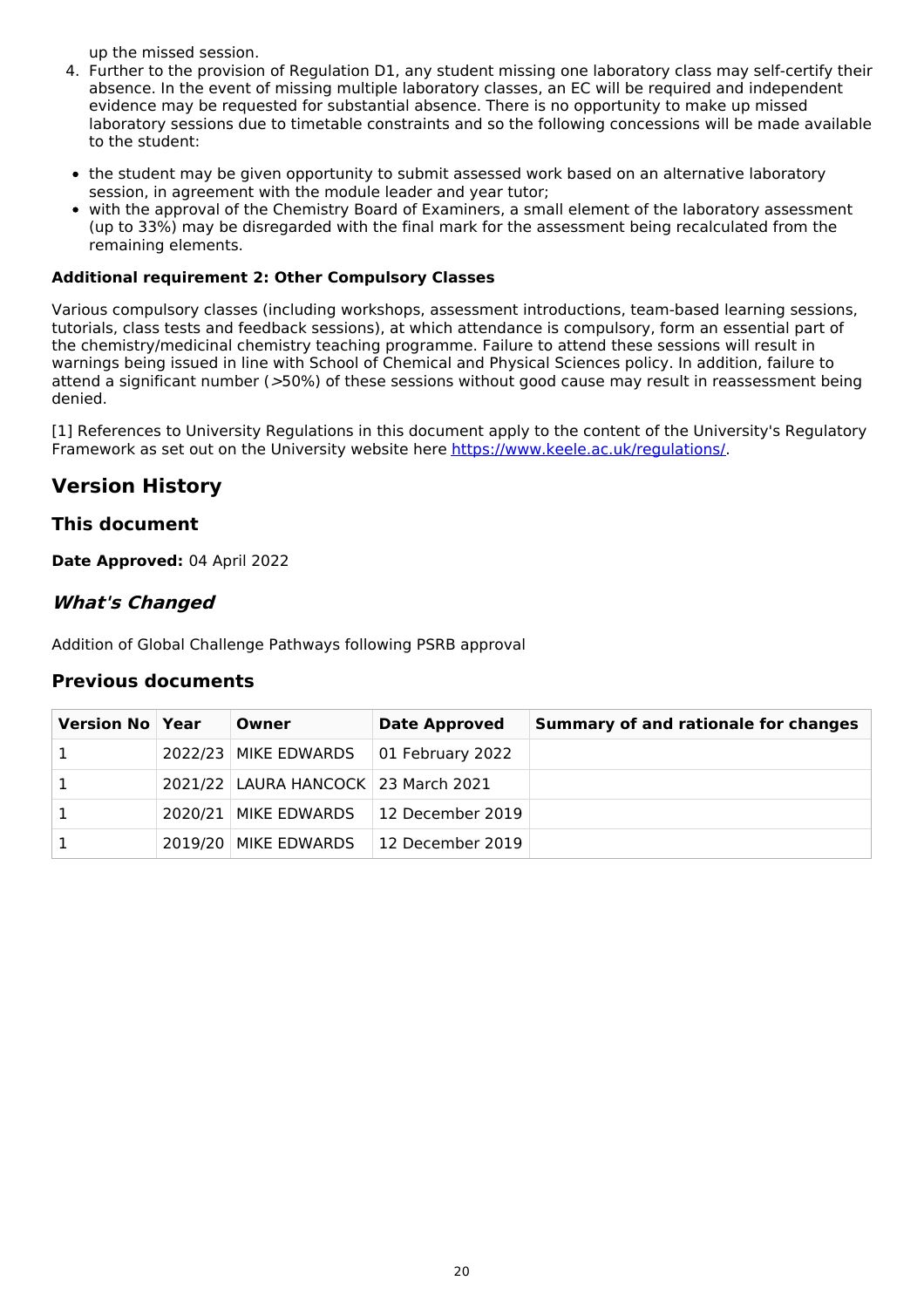up the missed session.

4. Further to the provision of Regulation D1, any student missing one laboratory class may self-certify their absence. In the event of missing multiple laboratory classes, an EC will be required and independent evidence may be requested for substantial absence. There is no opportunity to make up missed laboratory sessions due to timetable constraints and so the following concessions will be made available to the student:

- the student may be given opportunity to submit assessed work based on an alternative laboratory session, in agreement with the module leader and year tutor;
- with the approval of the Chemistry Board of Examiners, a small element of the laboratory assessment (up to 33%) may be disregarded with the final mark for the assessment being recalculated from the remaining elements.

**Additional requirement 2: Other Compulsory Classes**

Various compulsory classes (including workshops, assessment introductions, team-based learning sessions, tutorials, class tests and feedback sessions), at which attendance is compulsory, form an essential part of the chemistry/medicinal chemistry teaching programme. Failure to attend these sessions will result in warnings being issued in line with School of Chemical and Physical Sciences policy. In addition, failure to attend a significant number (>50%) of these sessions without good cause may result in reassessment being denied.

[1] References to University Regulations in this document apply to the content of the University's Regulatory Framework as set out on the University website here https://www.keele.ac.uk/regulations/.

## Version History

### This document

**Date Approved:** 04 April 2022

### *What's Changed*

Addition of Global Challenge Pathways following PSRB approval

### Previous documents

| Version No | Year | Owner | Date Approved | Summary of and rationale for changes |
|---|---|---|---|---|
| 1 | 2022/23 | MIKE EDWARDS | 01 February 2022 | |
| 1 | 2021/22 | LAURA HANCOCK | 23 March 2021 | |
| 1 | 2020/21 | MIKE EDWARDS | 12 December 2019 | |
| 1 | 2019/20 | MIKE EDWARDS | 12 December 2019 | |